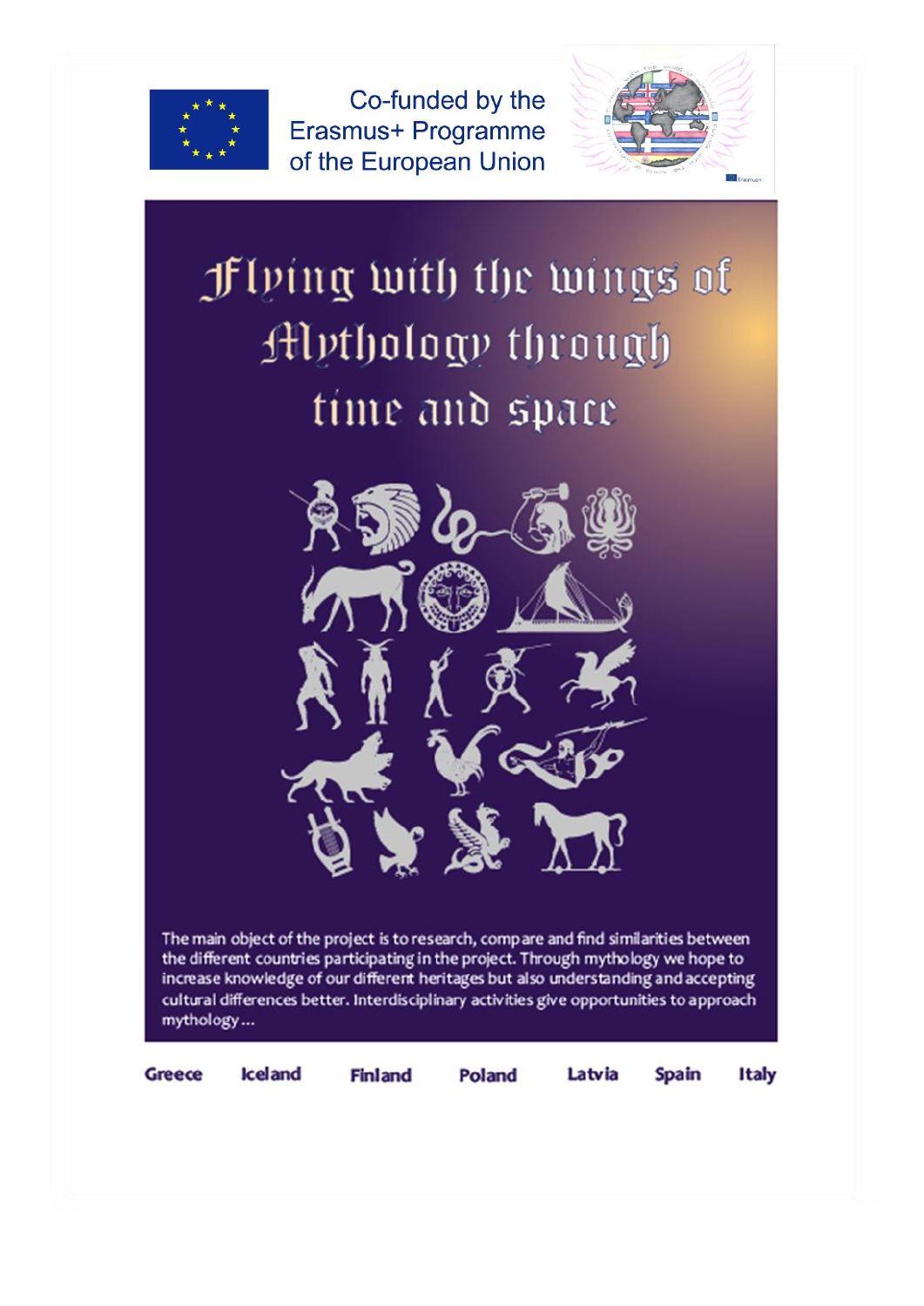Co-funded by the Erasmus+ Programme of the European Union

# Flying with the wings of Mythology through time and space

The main object of the project is to research, compare and find similarities between the different countries participating in the project. Through mythology we hope to increase knowledge of our different heritages but also understanding and accepting cultural differences better. Interdisciplinary activities give opportunities to approach mythology...

Greece Iceland Finland Poland Latvia Spain Italy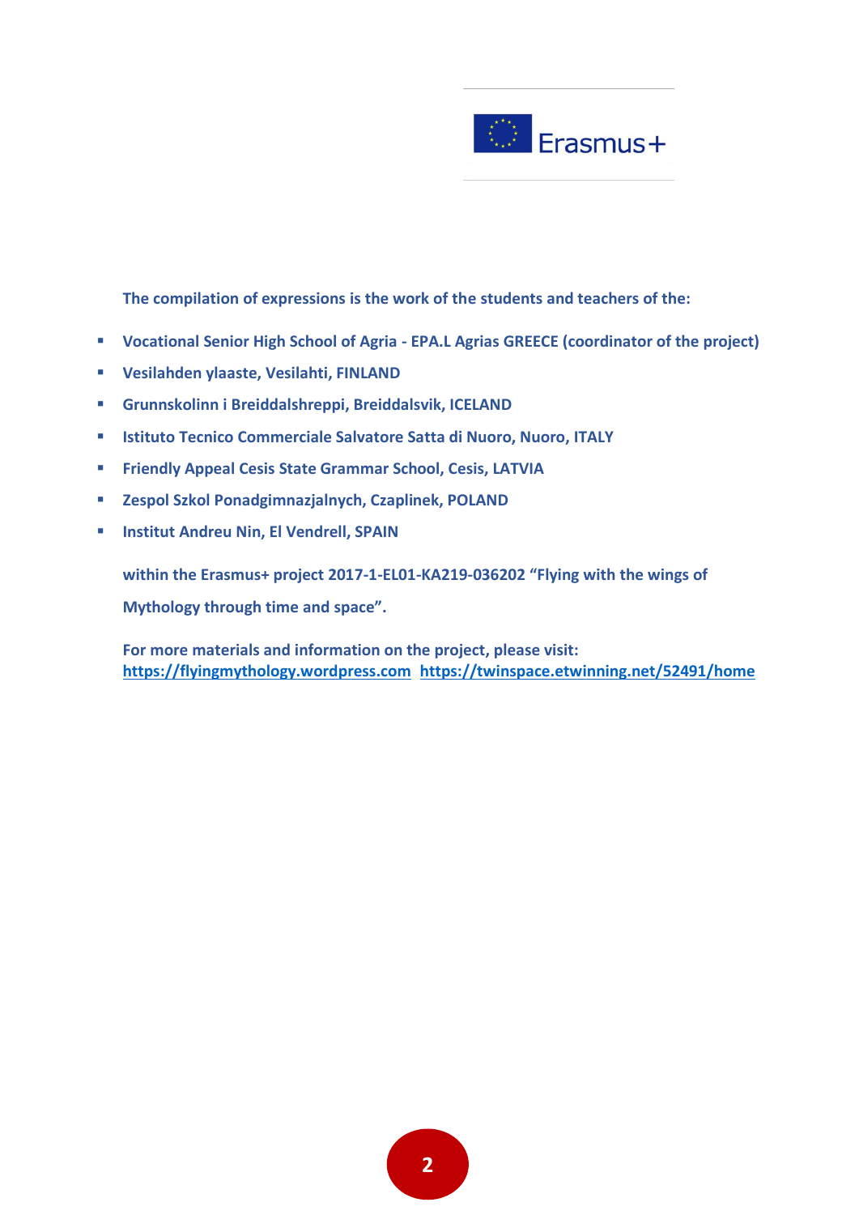Erasmus+

**The compilation of expressions is the work of the students and teachers of the:**

- **Vocational Senior High School of Agria - EPA.L Agrias GREECE (coordinator of the project)**
- **Vesilahden ylaaste, Vesilahti, FINLAND**
- **Grunnskolinn i Breiddalshreppi, Breiddalsvik, ICELAND**
- **Istituto Tecnico Commerciale Salvatore Satta di Nuoro, Nuoro, ITALY**
- **Friendly Appeal Cesis State Grammar School, Cesis, LATVIA**
- **Zespol Szkol Ponadgimnazjalnych, Czaplinek, POLAND**
- **Institut Andreu Nin, El Vendrell, SPAIN**

**within the Erasmus+ project 2017-1-EL01-KA219-036202 "Flying with the wings of Mythology through time and space".**

**For more materials and information on the project, please visit:**
**https://flyingmythology.wordpress.com https://twinspace.etwinning.net/52491/home**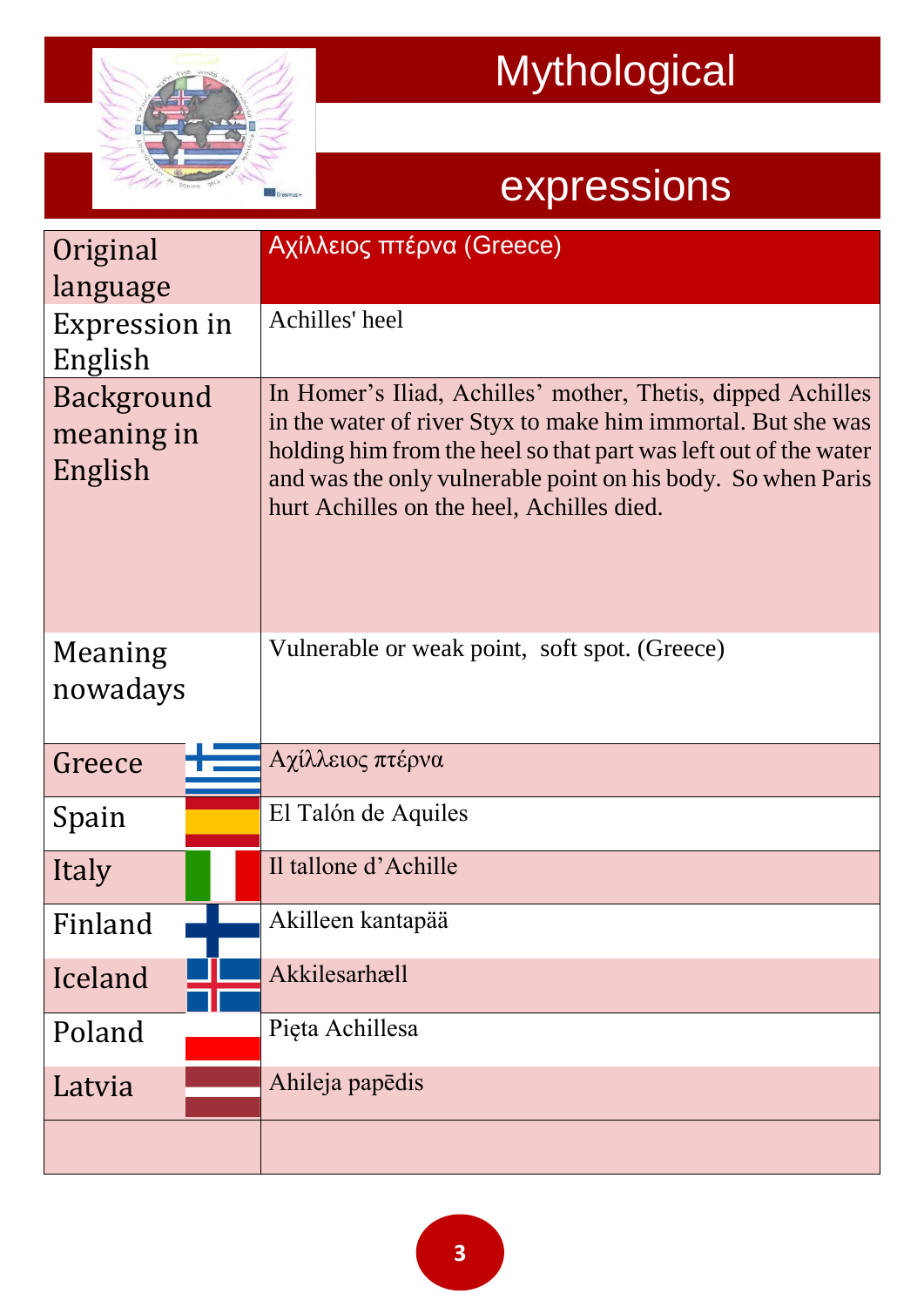# Mythological expressions

| Original language | Αχίλλειος πτέρνα (Greece) |
|---|---|
| Expression in English | Achilles' heel |
| Background meaning in English | In Homer's Iliad, Achilles' mother, Thetis, dipped Achilles in the water of river Styx to make him immortal. But she was holding him from the heel so that part was left out of the water and was the only vulnerable point on his body. So when Paris hurt Achilles on the heel, Achilles died. |
| Meaning nowadays | Vulnerable or weak point, soft spot. (Greece) |
| Greece | Αχίλλειος πτέρνα |
| Spain | El Talón de Aquiles |
| Italy | Il tallone d'Achille |
| Finland | Akilleen kantapää |
| Iceland | Akkilesarhæll |
| Poland | Pięta Achillesa |
| Latvia | Ahileja papēdis |
| | |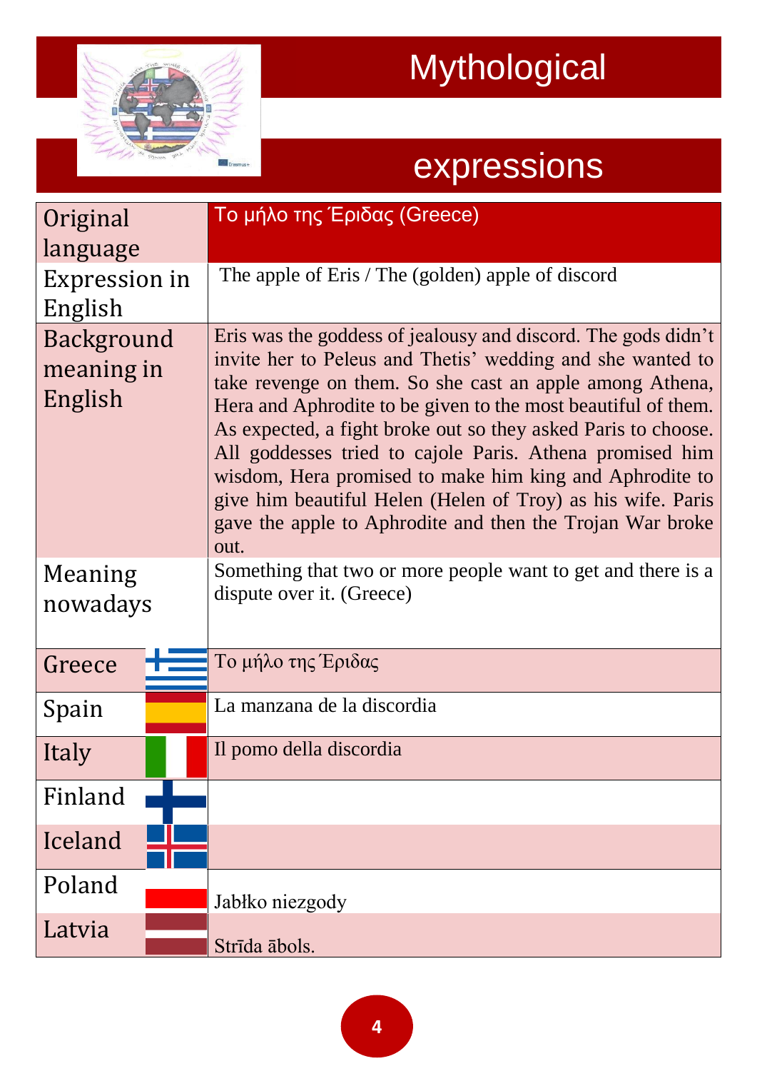# Mythological expressions

| Original language | Το μήλο της Έριδας (Greece) |
|---|---|
| Expression in English | The apple of Eris / The (golden) apple of discord |
| Background meaning in English | Eris was the goddess of jealousy and discord. The gods didn't invite her to Peleus and Thetis' wedding and she wanted to take revenge on them. So she cast an apple among Athena, Hera and Aphrodite to be given to the most beautiful of them. As expected, a fight broke out so they asked Paris to choose. All goddesses tried to cajole Paris. Athena promised him wisdom, Hera promised to make him king and Aphrodite to give him beautiful Helen (Helen of Troy) as his wife. Paris gave the apple to Aphrodite and then the Trojan War broke out. |
| Meaning nowadays | Something that two or more people want to get and there is a dispute over it. (Greece) |
| Greece | Το μήλο της Έριδας |
| Spain | La manzana de la discordia |
| Italy | Il pomo della discordia |
| Finland | |
| Iceland | |
| Poland | Jabłko niezgody |
| Latvia | Strīda ābols. |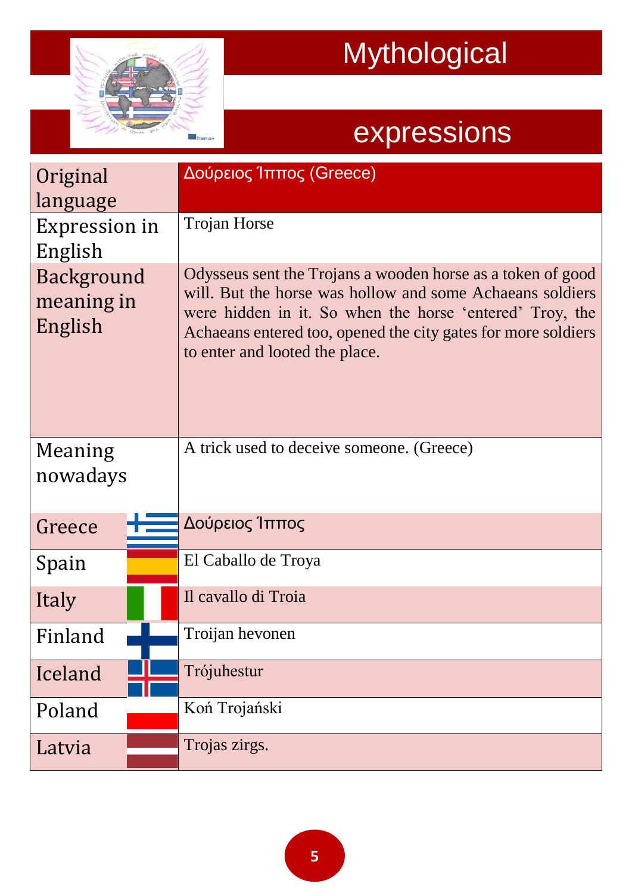# Mythological expressions

| | |
|---|---|
| Original language | Δούρειος Ίππος (Greece) |
| Expression in English | Trojan Horse |
| Background meaning in English | Odysseus sent the Trojans a wooden horse as a token of good will. But the horse was hollow and some Achaeans soldiers were hidden in it. So when the horse 'entered' Troy, the Achaeans entered too, opened the city gates for more soldiers to enter and looted the place. |
| Meaning nowadays | A trick used to deceive someone. (Greece) |
| Greece | Δούρειος Ίππος |
| Spain | El Caballo de Troya |
| Italy | Il cavallo di Troia |
| Finland | Troijan hevonen |
| Iceland | Trójuhestur |
| Poland | Koń Trojański |
| Latvia | Trojas zirgs. |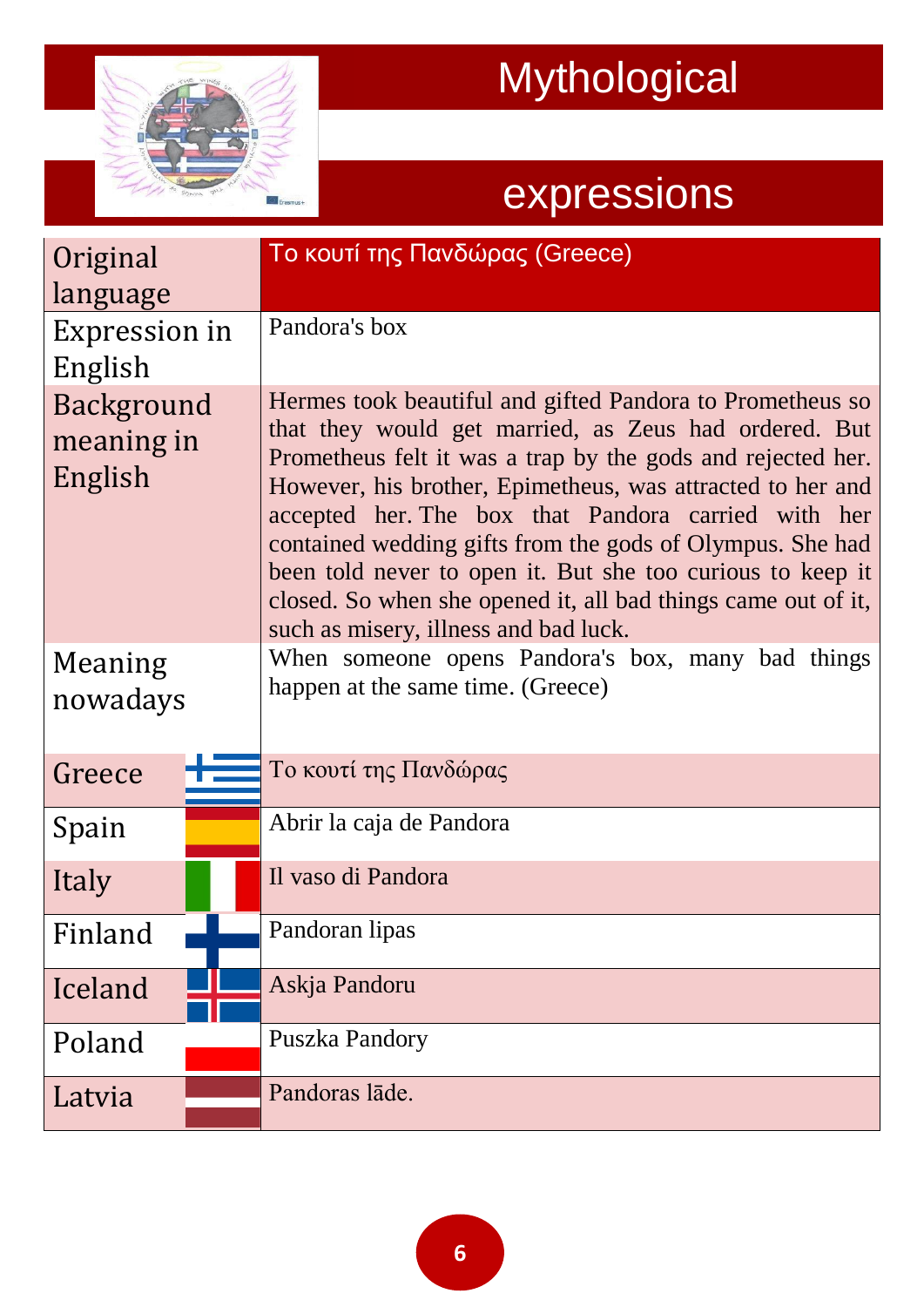# Mythological expressions

| Original language | Το κουτί της Πανδώρας (Greece) |
|---|---|
| Expression in English | Pandora's box |
| Background meaning in English | Hermes took beautiful and gifted Pandora to Prometheus so that they would get married, as Zeus had ordered. But Prometheus felt it was a trap by the gods and rejected her. However, his brother, Epimetheus, was attracted to her and accepted her. The box that Pandora carried with her contained wedding gifts from the gods of Olympus. She had been told never to open it. But she too curious to keep it closed. So when she opened it, all bad things came out of it, such as misery, illness and bad luck. |
| Meaning nowadays | When someone opens Pandora's box, many bad things happen at the same time. (Greece) |
| Greece | Το κουτί της Πανδώρας |
| Spain | Abrir la caja de Pandora |
| Italy | Il vaso di Pandora |
| Finland | Pandoran lipas |
| Iceland | Askja Pandoru |
| Poland | Puszka Pandory |
| Latvia | Pandoras lāde. |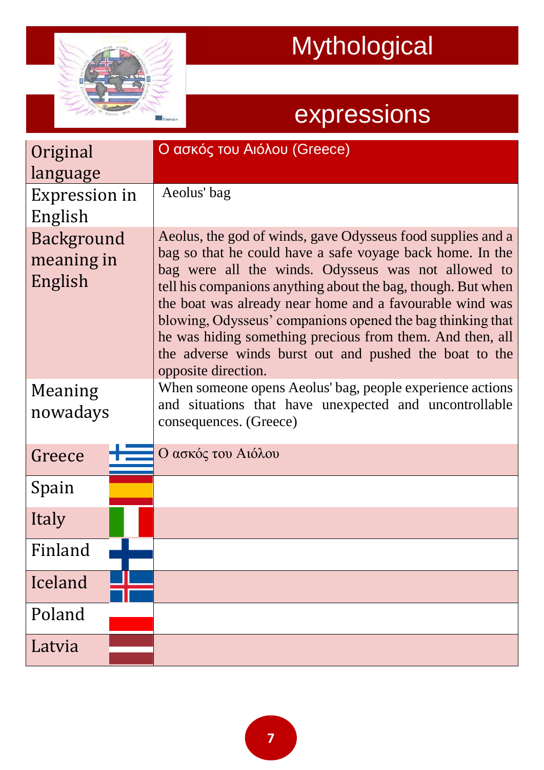# Mythological expressions

| Original language | Ο ασκός του Αιόλου (Greece) |
| --- | --- |
| Expression in English | Aeolus' bag |
| Background meaning in English | Aeolus, the god of winds, gave Odysseus food supplies and a bag so that he could have a safe voyage back home. In the bag were all the winds. Odysseus was not allowed to tell his companions anything about the bag, though. But when the boat was already near home and a favourable wind was blowing, Odysseus' companions opened the bag thinking that he was hiding something precious from them. And then, all the adverse winds burst out and pushed the boat to the opposite direction. |
| Meaning nowadays | When someone opens Aeolus' bag, people experience actions and situations that have unexpected and uncontrollable consequences. (Greece) |
| Greece | Ο ασκός του Αιόλου |
| Spain | |
| Italy | |
| Finland | |
| Iceland | |
| Poland | |
| Latvia | |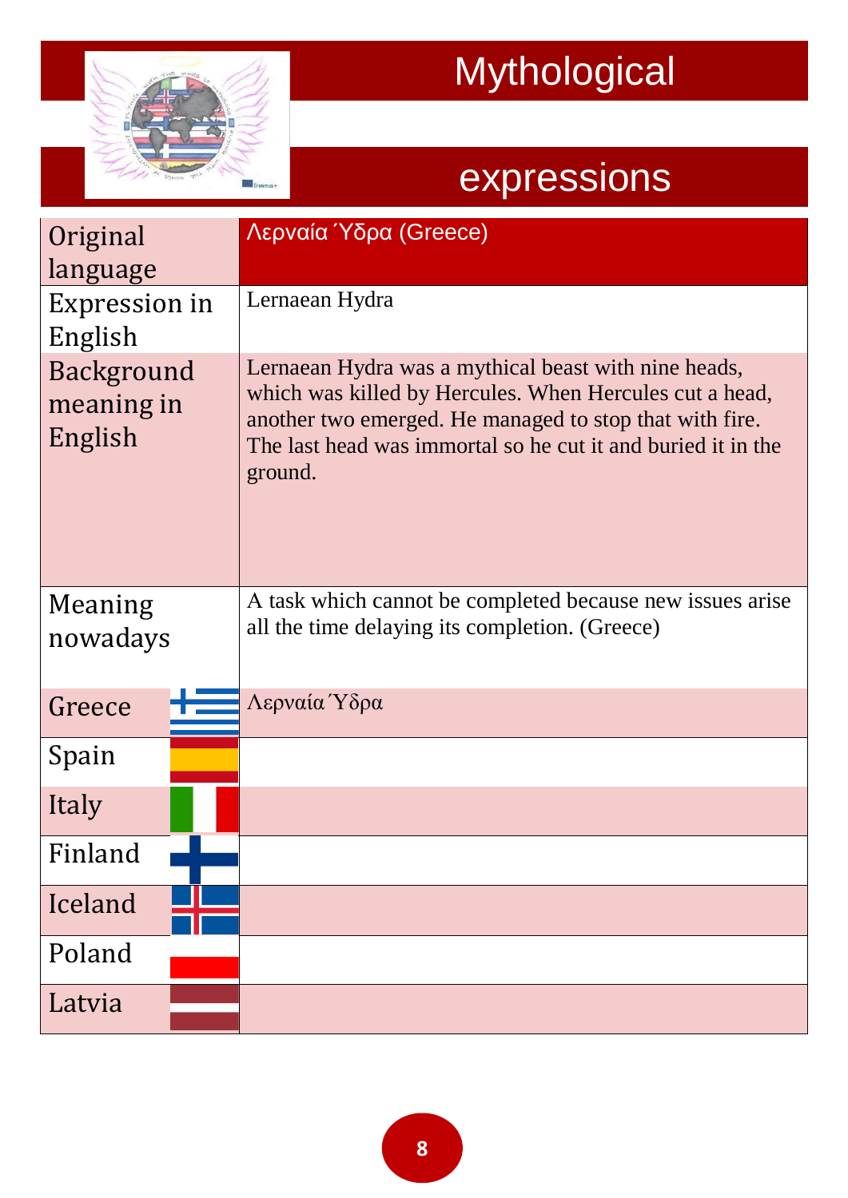# Mythological expressions

| Original language | Λερναία Ύδρα (Greece) |
|---|---|
| Expression in English | Lernaean Hydra |
| Background meaning in English | Lernaean Hydra was a mythical beast with nine heads, which was killed by Hercules. When Hercules cut a head, another two emerged. He managed to stop that with fire. The last head was immortal so he cut it and buried it in the ground. |
| Meaning nowadays | A task which cannot be completed because new issues arise all the time delaying its completion. (Greece) |
| Greece | Λερναία Ύδρα |
| Spain | |
| Italy | |
| Finland | |
| Iceland | |
| Poland | |
| Latvia | |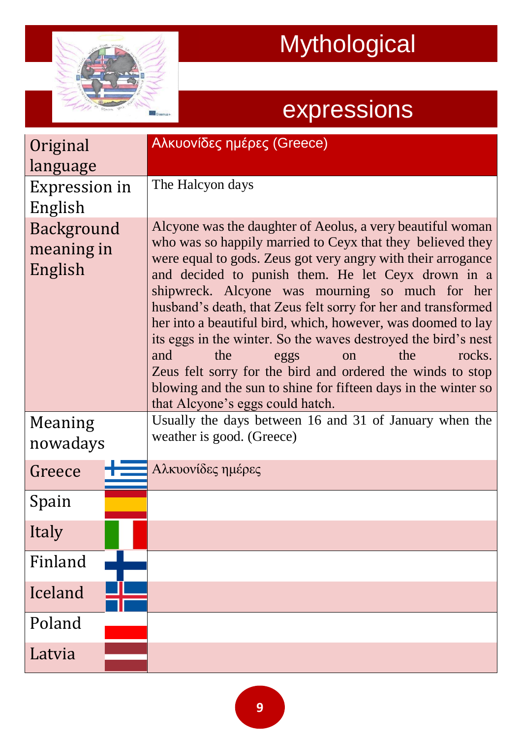# Mythological expressions

| Original language | Αλκυονίδες ημέρες (Greece) |
|---|---|
| Expression in English | The Halcyon days |
| Background meaning in English | Alcyone was the daughter of Aeolus, a very beautiful woman who was so happily married to Ceyx that they believed they were equal to gods. Zeus got very angry with their arrogance and decided to punish them. He let Ceyx drown in a shipwreck. Alcyone was mourning so much for her husband's death, that Zeus felt sorry for her and transformed her into a beautiful bird, which, however, was doomed to lay its eggs in the winter. So the waves destroyed the bird's nest and the eggs on the rocks. Zeus felt sorry for the bird and ordered the winds to stop blowing and the sun to shine for fifteen days in the winter so that Alcyone's eggs could hatch. |
| Meaning nowadays | Usually the days between 16 and 31 of January when the weather is good. (Greece) |
| Greece | Αλκυονίδες ημέρες |
| Spain | |
| Italy | |
| Finland | |
| Iceland | |
| Poland | |
| Latvia | |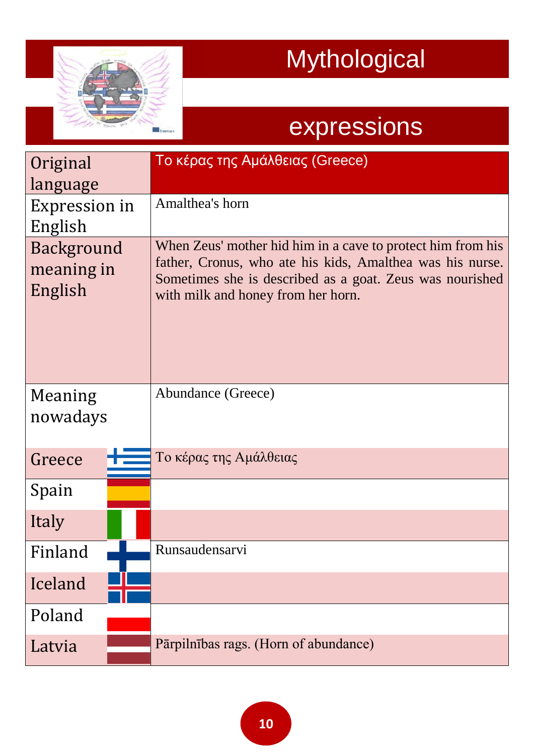# Mythological expressions

| Original language | Το κέρας της Αμάλθειας (Greece) |
|---|---|
| Expression in English | Amalthea's horn |
| Background meaning in English | When Zeus' mother hid him in a cave to protect him from his father, Cronus, who ate his kids, Amalthea was his nurse. Sometimes she is described as a goat. Zeus was nourished with milk and honey from her horn. |
| Meaning nowadays | Abundance (Greece) |
| Greece | Το κέρας της Αμάλθειας |
| Spain | |
| Italy | |
| Finland | Runsaudensarvi |
| Iceland | |
| Poland | |
| Latvia | Pārpilnības rags. (Horn of abundance) |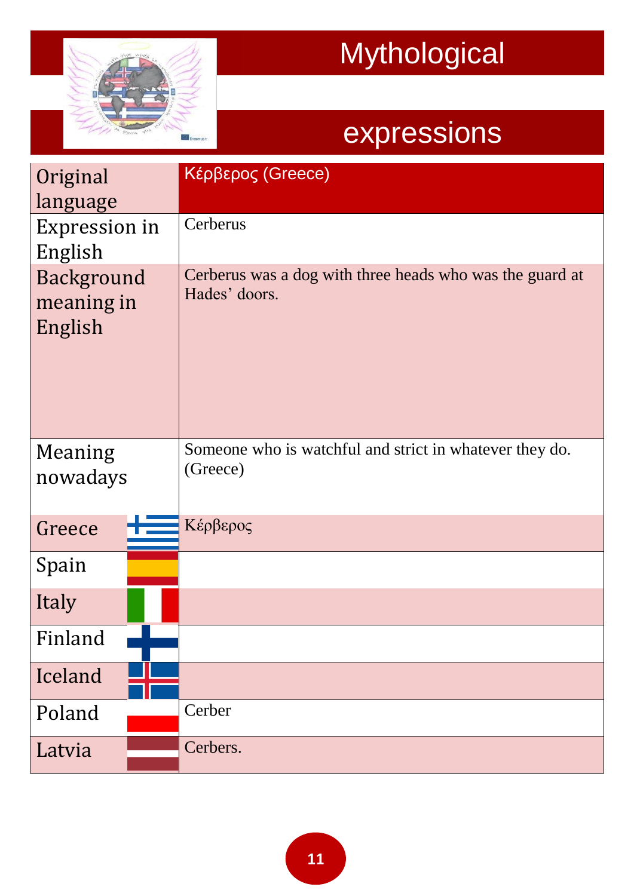# Mythological expressions

| Original language | Κέρβερος (Greece) |
|---|---|
| Expression in English | Cerberus |
| Background meaning in English | Cerberus was a dog with three heads who was the guard at Hades' doors. |
| Meaning nowadays | Someone who is watchful and strict in whatever they do. (Greece) |
| Greece | Κέρβερος |
| Spain | |
| Italy | |
| Finland | |
| Iceland | |
| Poland | Cerber |
| Latvia | Cerbers. |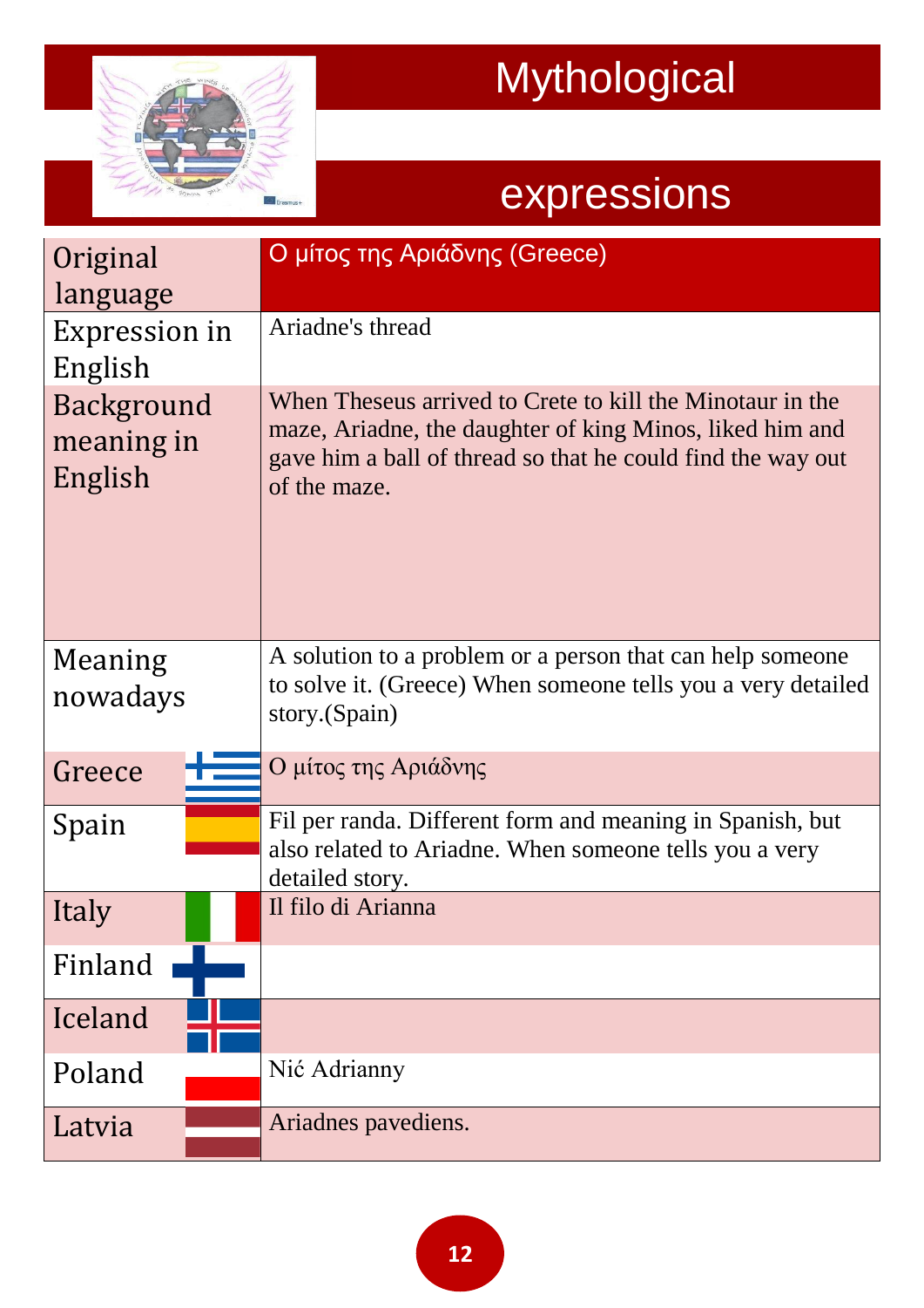# Mythological expressions

| Original language | Ο μίτος της Αριάδνης (Greece) |
|---|---|
| Expression in English | Ariadne's thread |
| Background meaning in English | When Theseus arrived to Crete to kill the Minotaur in the maze, Ariadne, the daughter of king Minos, liked him and gave him a ball of thread so that he could find the way out of the maze. |
| Meaning nowadays | A solution to a problem or a person that can help someone to solve it. (Greece) When someone tells you a very detailed story.(Spain) |
| Greece | Ο μίτος της Αριάδνης |
| Spain | Fil per randa. Different form and meaning in Spanish, but also related to Ariadne. When someone tells you a very detailed story. |
| Italy | Il filo di Arianna |
| Finland | |
| Iceland | |
| Poland | Nić Adrianny |
| Latvia | Ariadnes pavediens. |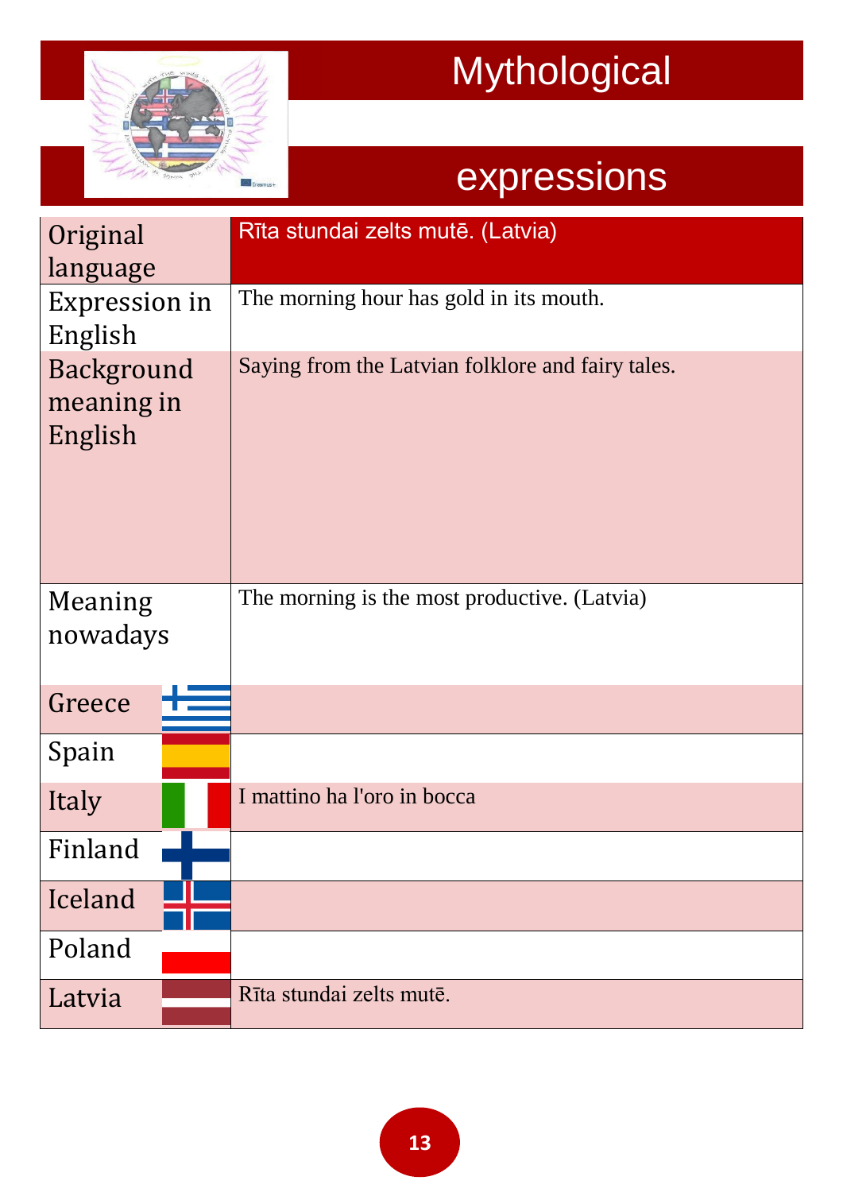# Mythological expressions

| | |
|---|---|
| Original language | Rīta stundai zelts mutē. (Latvia) |
| Expression in English | The morning hour has gold in its mouth. |
| Background meaning in English | Saying from the Latvian folklore and fairy tales. |
| Meaning nowadays | The morning is the most productive. (Latvia) |
| Greece | |
| Spain | |
| Italy | I mattino ha l'oro in bocca |
| Finland | |
| Iceland | |
| Poland | |
| Latvia | Rīta stundai zelts mutē. |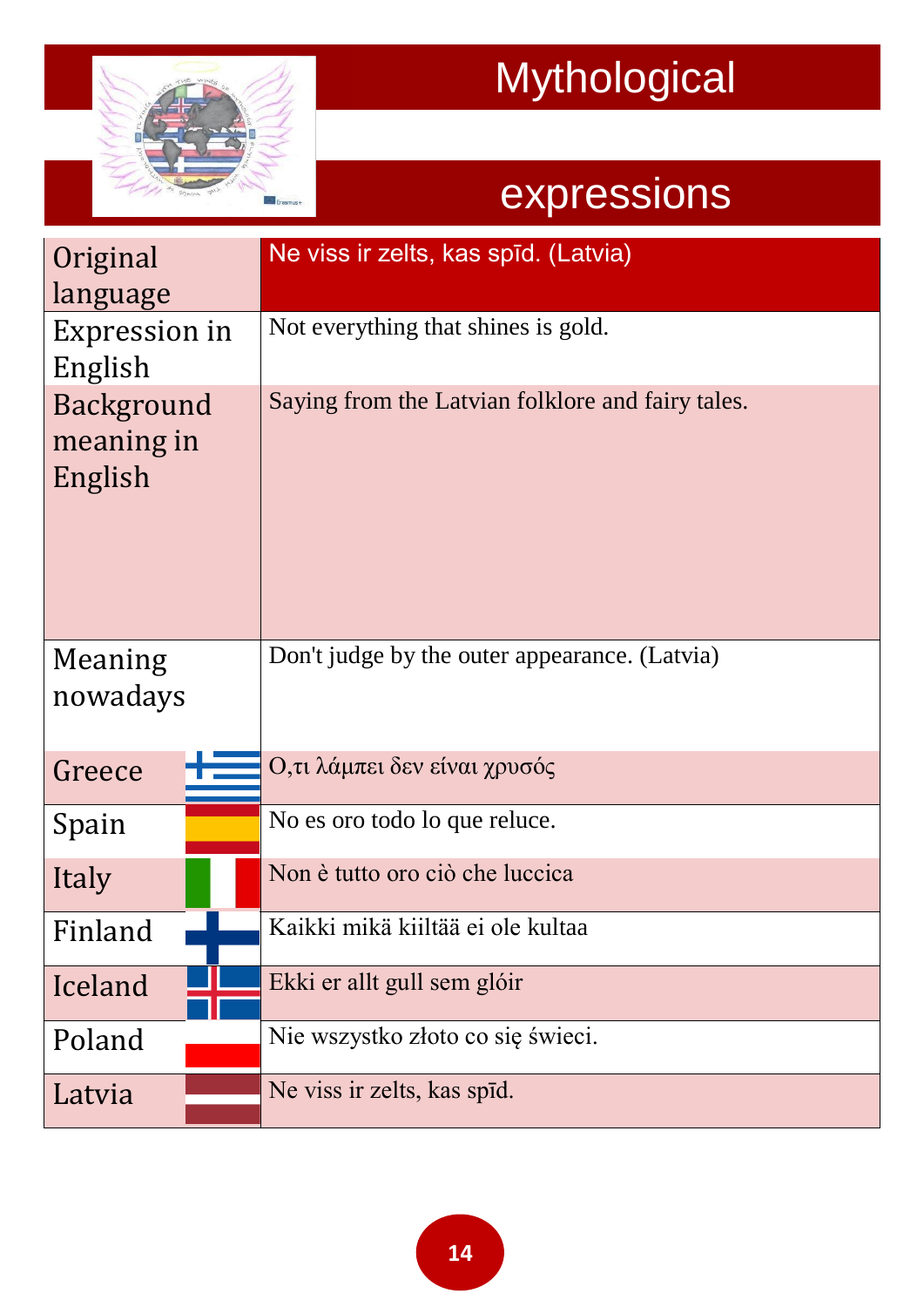# Mythological expressions

| | |
|---|---|
| Original language | Ne viss ir zelts, kas spīd. (Latvia) |
| Expression in English | Not everything that shines is gold. |
| Background meaning in English | Saying from the Latvian folklore and fairy tales. |
| Meaning nowadays | Don't judge by the outer appearance. (Latvia) |
| Greece | Ο,τι λάμπει δεν είναι χρυσός |
| Spain | No es oro todo lo que reluce. |
| Italy | Non è tutto oro ciò che luccica |
| Finland | Kaikki mikä kiiltää ei ole kultaa |
| Iceland | Ekki er allt gull sem glóir |
| Poland | Nie wszystko złoto co się świeci. |
| Latvia | Ne viss ir zelts, kas spīd. |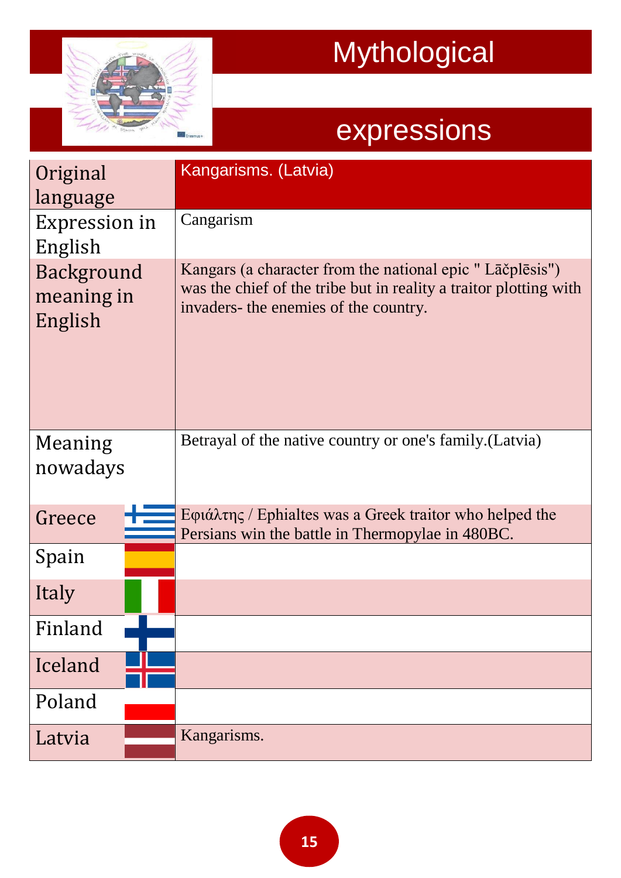# Mythological expressions

| Original language | Kangarisms. (Latvia) |
|---|---|
| Expression in English | Cangarism |
| Background meaning in English | Kangars (a character from the national epic " Lāčplēsis") was the chief of the tribe but in reality a traitor plotting with invaders- the enemies of the country. |
| Meaning nowadays | Betrayal of the native country or one's family.(Latvia) |
| Greece | Εφιάλτης / Ephialtes was a Greek traitor who helped the Persians win the battle in Thermopylae in 480BC. |
| Spain | |
| Italy | |
| Finland | |
| Iceland | |
| Poland | |
| Latvia | Kangarisms. |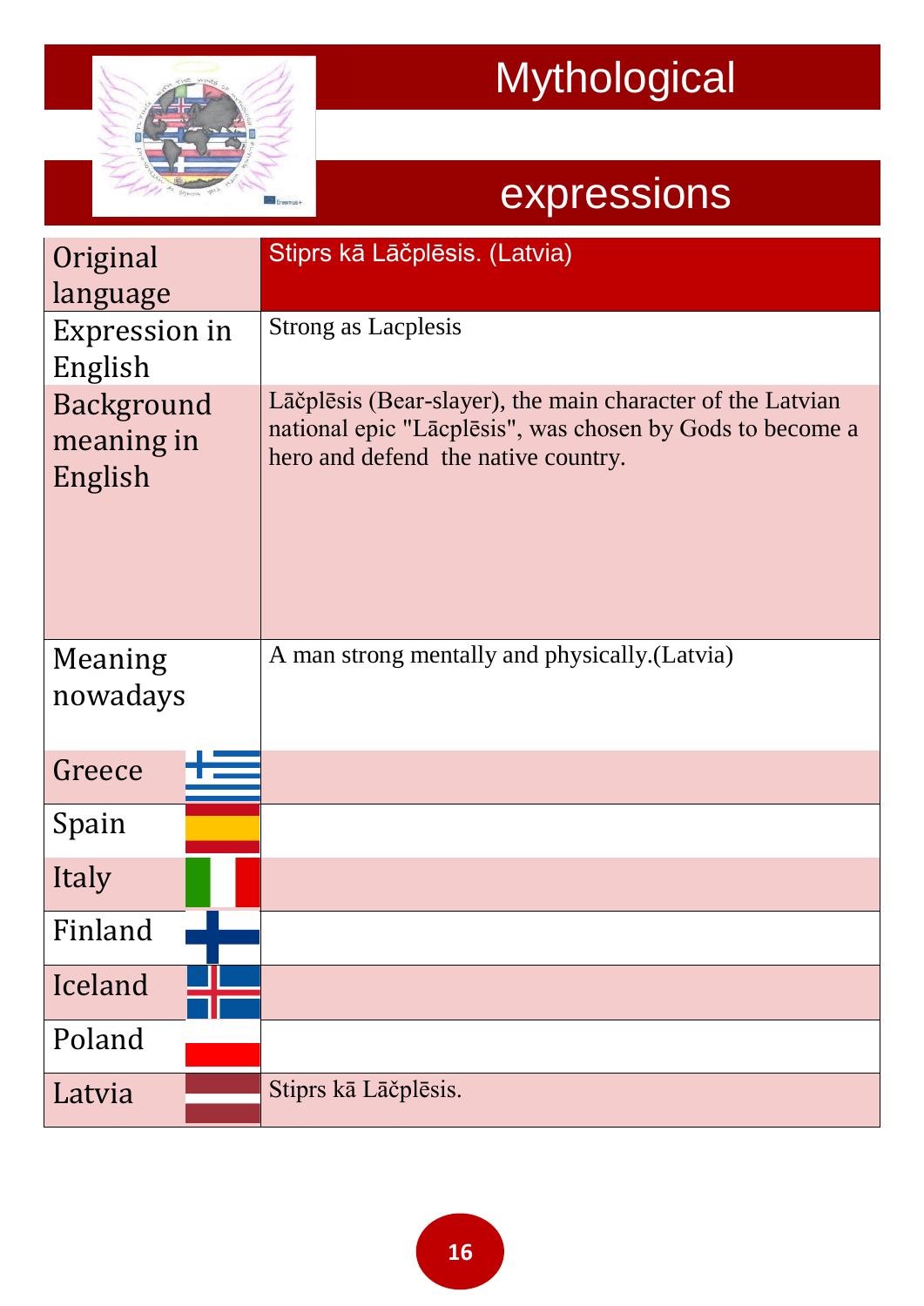# Mythological expressions

| | |
|---|---|
| Original language | Stiprs kā Lāčplēsis. (Latvia) |
| Expression in English | Strong as Lacplesis |
| Background meaning in English | Lāčplēsis (Bear-slayer), the main character of the Latvian national epic "Lāčplēsis", was chosen by Gods to become a hero and defend the native country. |
| Meaning nowadays | A man strong mentally and physically.(Latvia) |
| Greece | |
| Spain | |
| Italy | |
| Finland | |
| Iceland | |
| Poland | |
| Latvia | Stiprs kā Lāčplēsis. |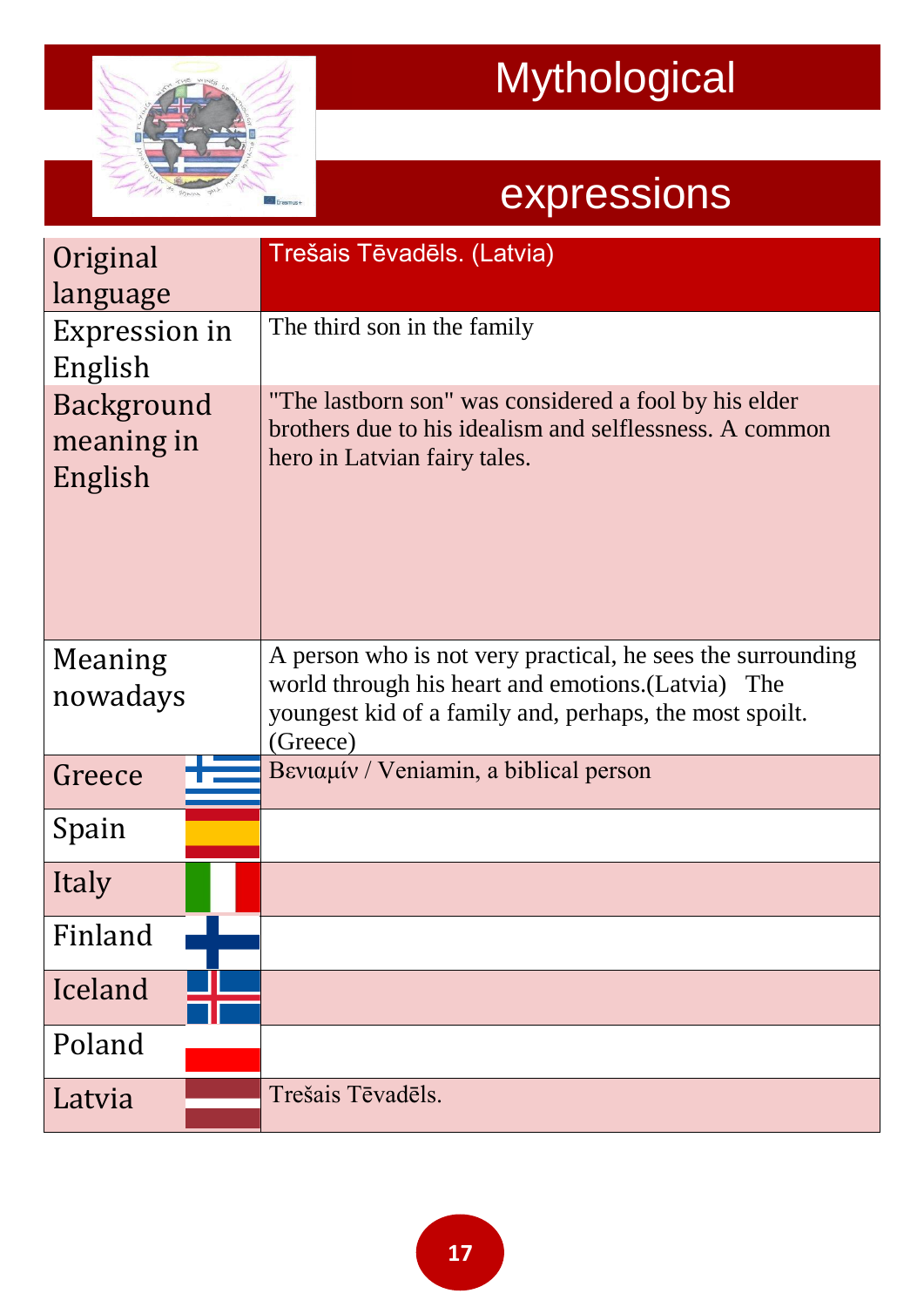# Mythological expressions

| Original language | Trešais Tēvadēls. (Latvia) |
|---|---|
| Expression in English | The third son in the family |
| Background meaning in English | "The lastborn son" was considered a fool by his elder brothers due to his idealism and selflessness. A common hero in Latvian fairy tales. |
| Meaning nowadays | A person who is not very practical, he sees the surrounding world through his heart and emotions.(Latvia) The youngest kid of a family and, perhaps, the most spoilt. (Greece) |
| Greece | Βενιαμίν / Veniamin, a biblical person |
| Spain | |
| Italy | |
| Finland | |
| Iceland | |
| Poland | |
| Latvia | Trešais Tēvadēls. |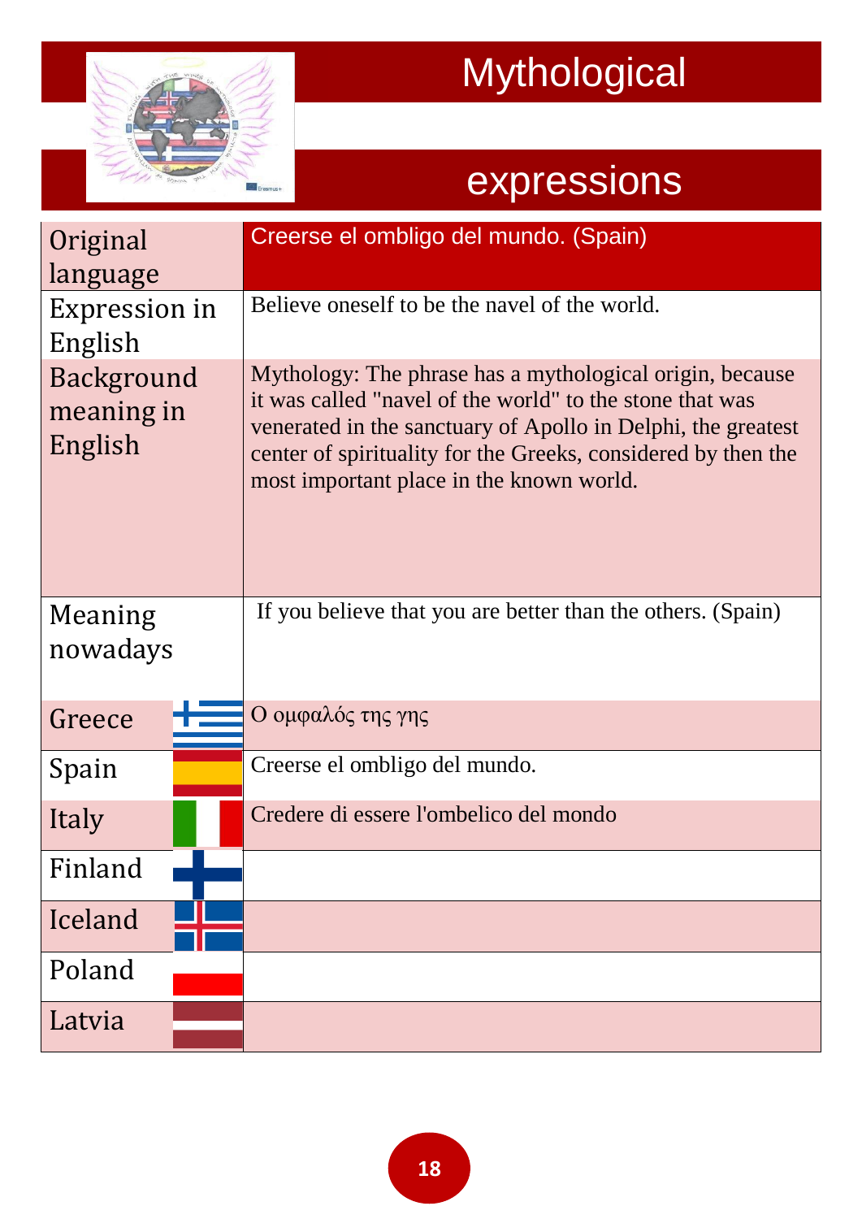# Mythological expressions

| | |
|---|---|
| Original language | Creerse el ombligo del mundo. (Spain) |
| Expression in English | Believe oneself to be the navel of the world. |
| Background meaning in English | Mythology: The phrase has a mythological origin, because it was called "navel of the world" to the stone that was venerated in the sanctuary of Apollo in Delphi, the greatest center of spirituality for the Greeks, considered by then the most important place in the known world. |
| Meaning nowadays | If you believe that you are better than the others. (Spain) |
| Greece | Ο ομφαλός της γης |
| Spain | Creerse el ombligo del mundo. |
| Italy | Credere di essere l'ombelico del mondo |
| Finland | |
| Iceland | |
| Poland | |
| Latvia | |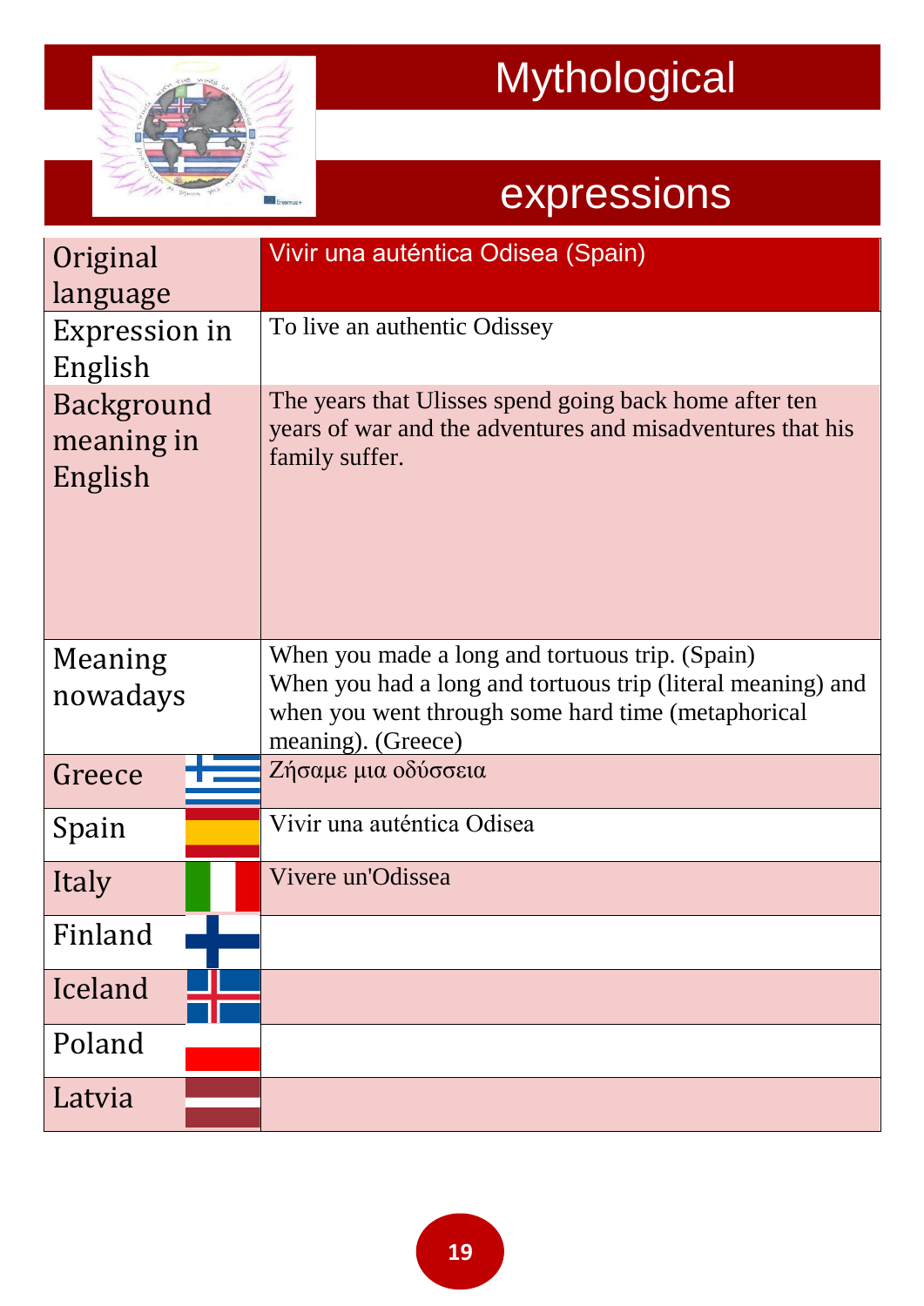# Mythological expressions

| Original language | Vivir una auténtica Odisea (Spain) |
|---|---|
| Expression in English | To live an authentic Odissey |
| Background meaning in English | The years that Ulisses spend going back home after ten years of war and the adventures and misadventures that his family suffer. |
| Meaning nowadays | When you made a long and tortuous trip. (Spain)<br>When you had a long and tortuous trip (literal meaning) and when you went through some hard time (metaphorical meaning). (Greece) |
| Greece | Ζήσαμε μια οδύσσεια |
| Spain | Vivir una auténtica Odisea |
| Italy | Vivere un'Odissea |
| Finland | |
| Iceland | |
| Poland | |
| Latvia | |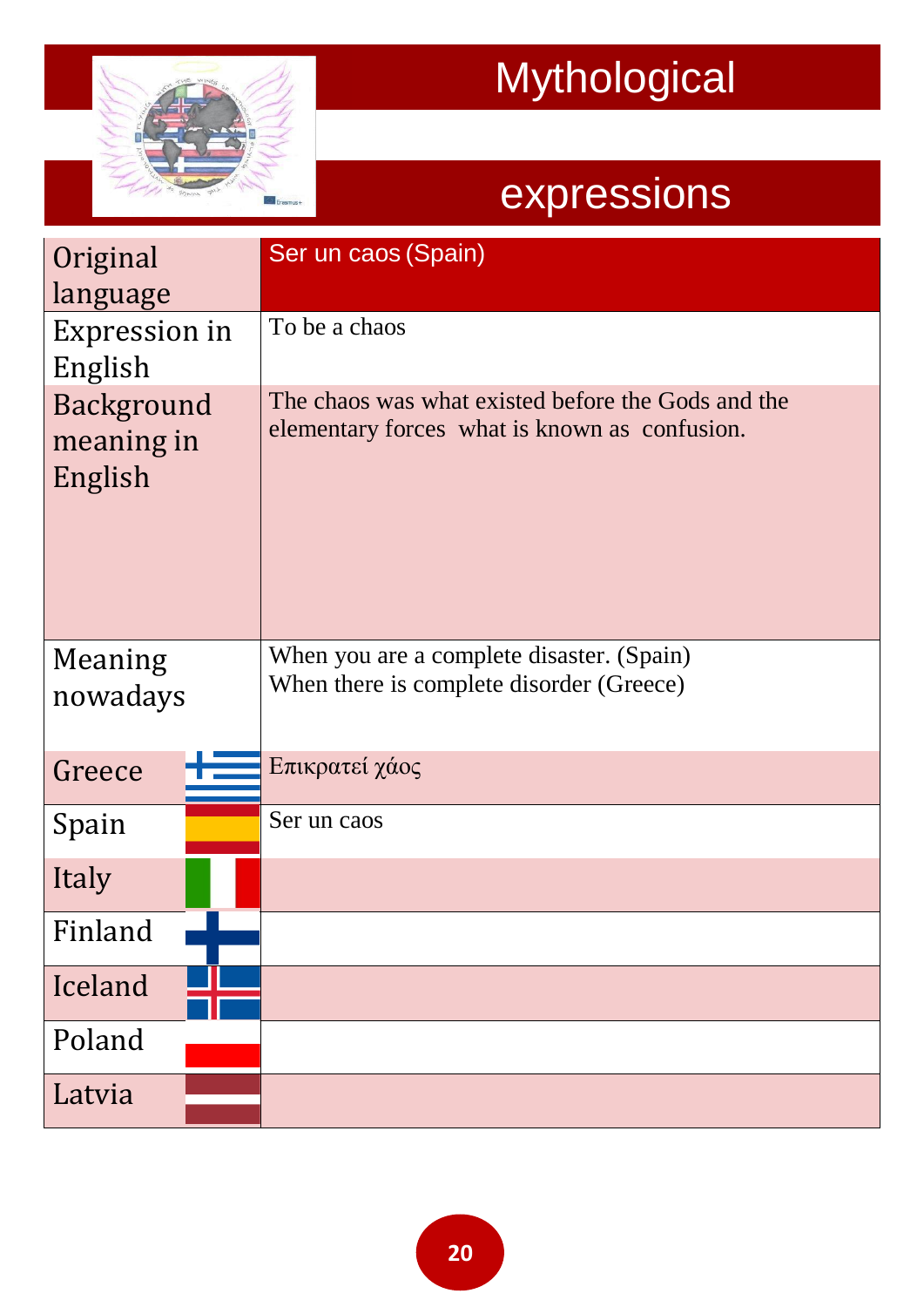# Mythological expressions

| Original language | Ser un caos (Spain) |
|---|---|
| Expression in English | To be a chaos |
| Background meaning in English | The chaos was what existed before the Gods and the elementary forces what is known as confusion. |
| Meaning nowadays | When you are a complete disaster. (Spain)<br>When there is complete disorder (Greece) |
| Greece | Επικρατεί χάος |
| Spain | Ser un caos |
| Italy | |
| Finland | |
| Iceland | |
| Poland | |
| Latvia | |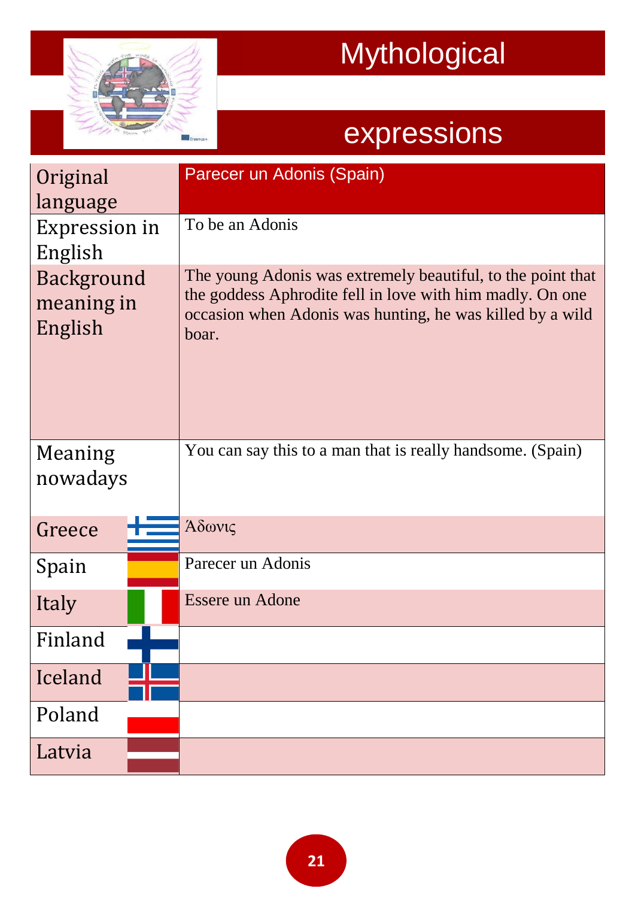# Mythological expressions

| Original language | Parecer un Adonis (Spain) |
|---|---|
| Expression in English | To be an Adonis |
| Background meaning in English | The young Adonis was extremely beautiful, to the point that the goddess Aphrodite fell in love with him madly. On one occasion when Adonis was hunting, he was killed by a wild boar. |
| Meaning nowadays | You can say this to a man that is really handsome. (Spain) |
| Greece | Άδωνις |
| Spain | Parecer un Adonis |
| Italy | Essere un Adone |
| Finland | |
| Iceland | |
| Poland | |
| Latvia | |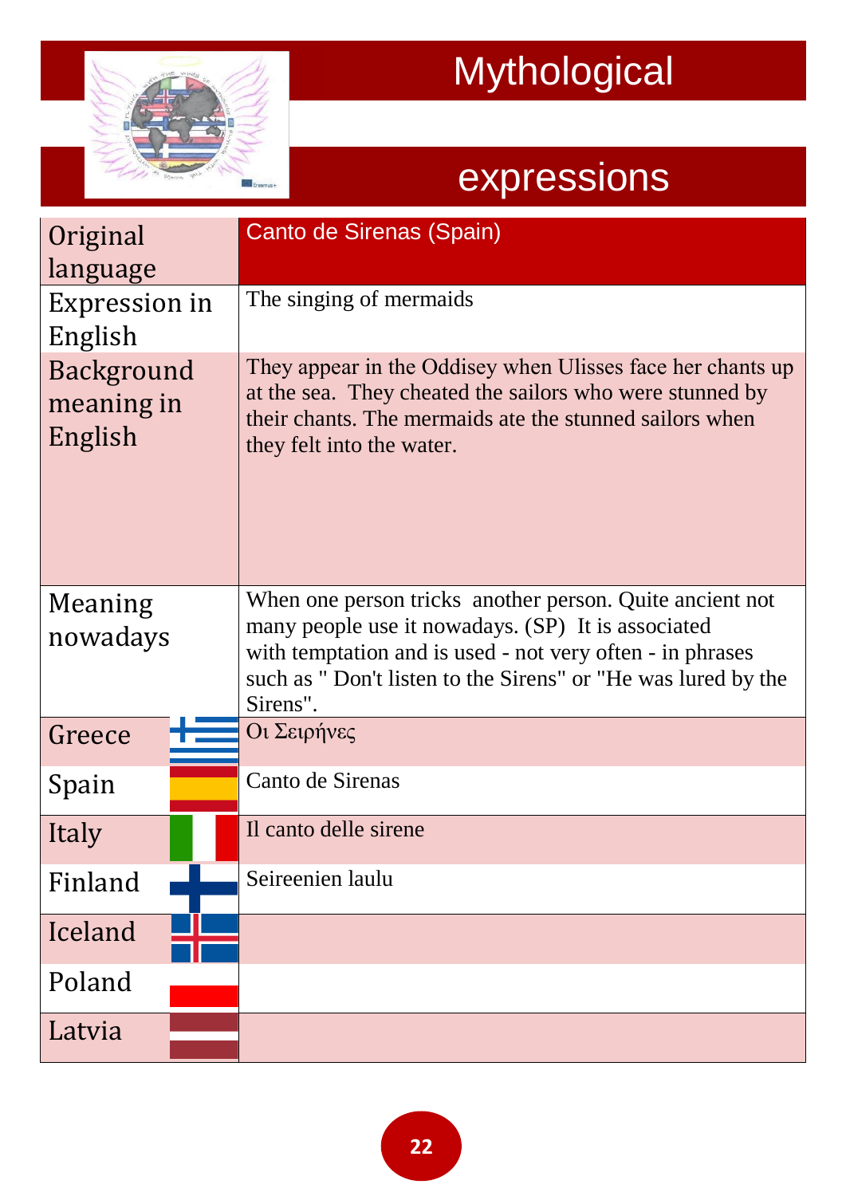# Mythological expressions

| Original language | Canto de Sirenas (Spain) |
|---|---|
| Expression in English | The singing of mermaids |
| Background meaning in English | They appear in the Oddisey when Ulisses face her chants up at the sea. They cheated the sailors who were stunned by their chants. The mermaids ate the stunned sailors when they felt into the water. |
| Meaning nowadays | When one person tricks another person. Quite ancient not many people use it nowadays. (SP) It is associated with temptation and is used - not very often - in phrases such as " Don't listen to the Sirens" or "He was lured by the Sirens". |
| Greece | Οι Σειρήνες |
| Spain | Canto de Sirenas |
| Italy | Il canto delle sirene |
| Finland | Seireenien laulu |
| Iceland | |
| Poland | |
| Latvia | |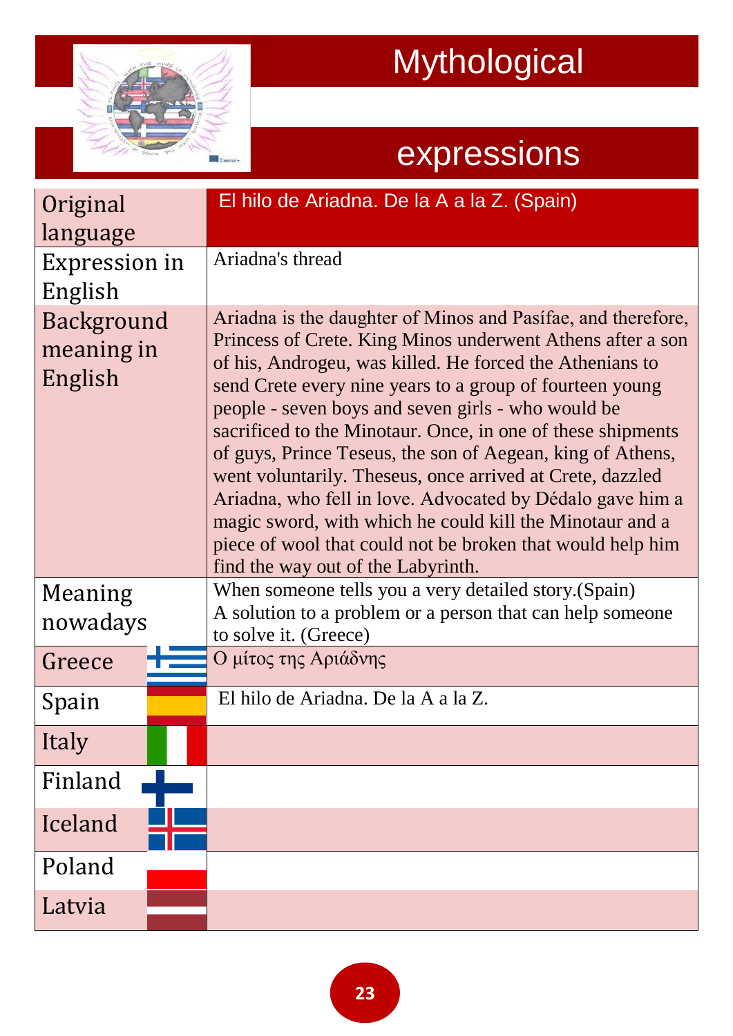# Mythological expressions

| Original language | El hilo de Ariadna. De la A a la Z. (Spain) |
|---|---|
| Expression in English | Ariadna's thread |
| Background meaning in English | Ariadna is the daughter of Minos and Pasífae, and therefore, Princess of Crete. King Minos underwent Athens after a son of his, Androgeu, was killed. He forced the Athenians to send Crete every nine years to a group of fourteen young people - seven boys and seven girls - who would be sacrificed to the Minotaur. Once, in one of these shipments of guys, Prince Teseus, the son of Aegean, king of Athens, went voluntarily. Theseus, once arrived at Crete, dazzled Ariadna, who fell in love. Advocated by Dédalo gave him a magic sword, with which he could kill the Minotaur and a piece of wool that could not be broken that would help him find the way out of the Labyrinth. |
| Meaning nowadays | When someone tells you a very detailed story.(Spain)<br>A solution to a problem or a person that can help someone to solve it. (Greece) |
| Greece | Ο μίτος της Αριάδνης |
| Spain | El hilo de Ariadna. De la A a la Z. |
| Italy | |
| Finland | |
| Iceland | |
| Poland | |
| Latvia | |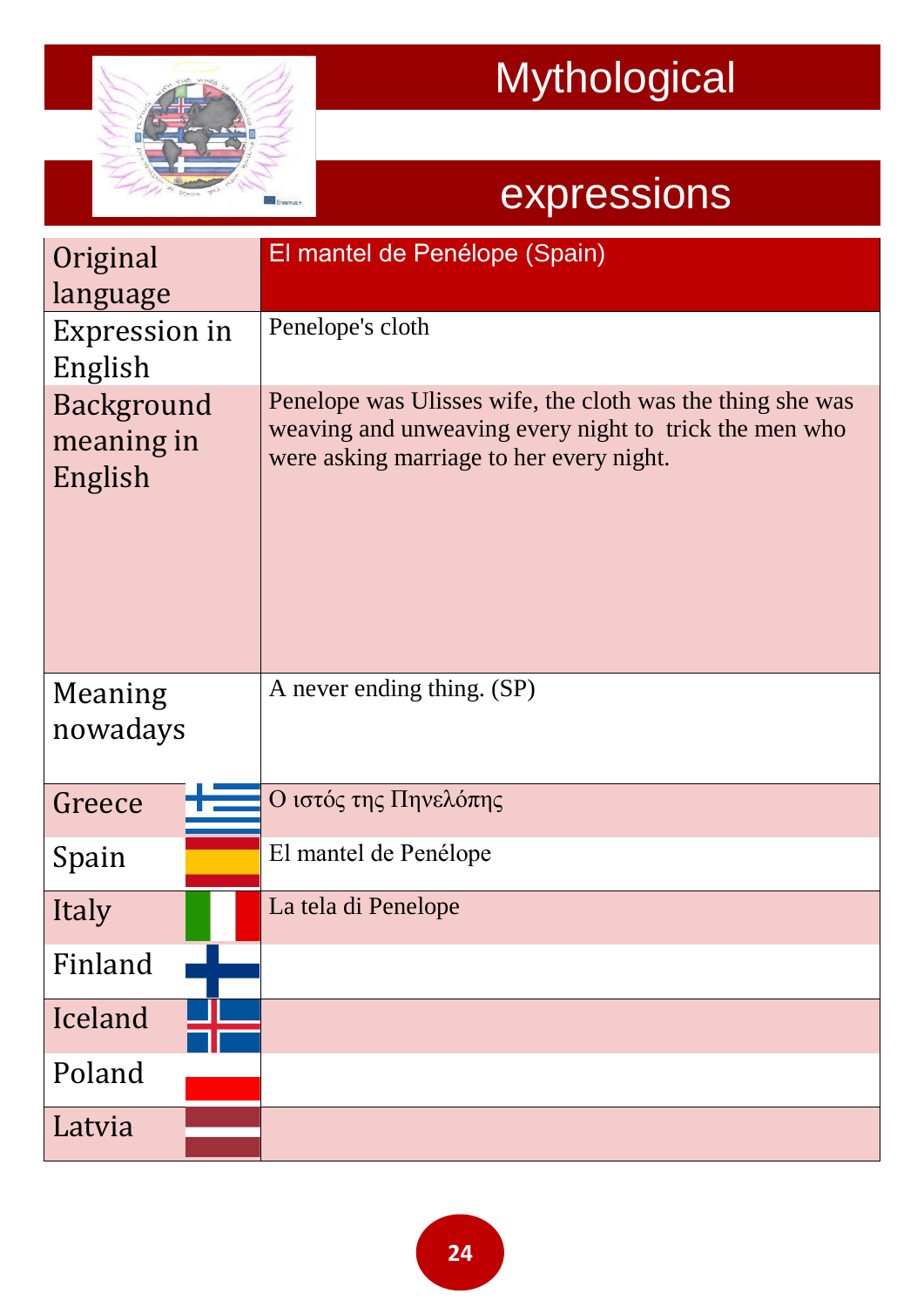# Mythological expressions

| Original language | El mantel de Penélope (Spain) |
|---|---|
| Expression in English | Penelope's cloth |
| Background meaning in English | Penelope was Ulisses wife, the cloth was the thing she was weaving and unweaving every night to trick the men who were asking marriage to her every night. |
| Meaning nowadays | A never ending thing. (SP) |
| Greece | Ο ιστός της Πηνελόπης |
| Spain | El mantel de Penélope |
| Italy | La tela di Penelope |
| Finland | |
| Iceland | |
| Poland | |
| Latvia | |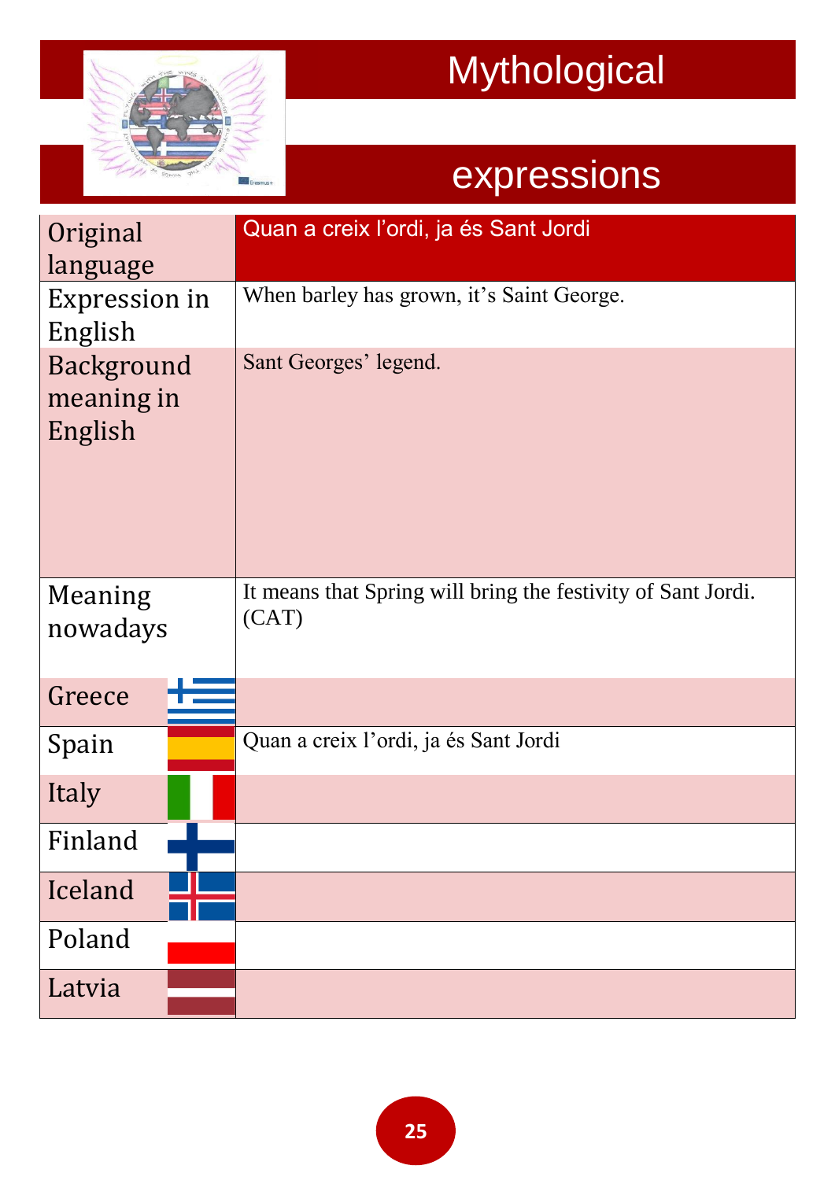# Mythological expressions

| Original language | Quan a creix l'ordi, ja és Sant Jordi |
|---|---|
| Expression in English | When barley has grown, it's Saint George. |
| Background meaning in English | Sant Georges' legend. |
| Meaning nowadays | It means that Spring will bring the festivity of Sant Jordi. (CAT) |
| Greece | |
| Spain | Quan a creix l'ordi, ja és Sant Jordi |
| Italy | |
| Finland | |
| Iceland | |
| Poland | |
| Latvia | |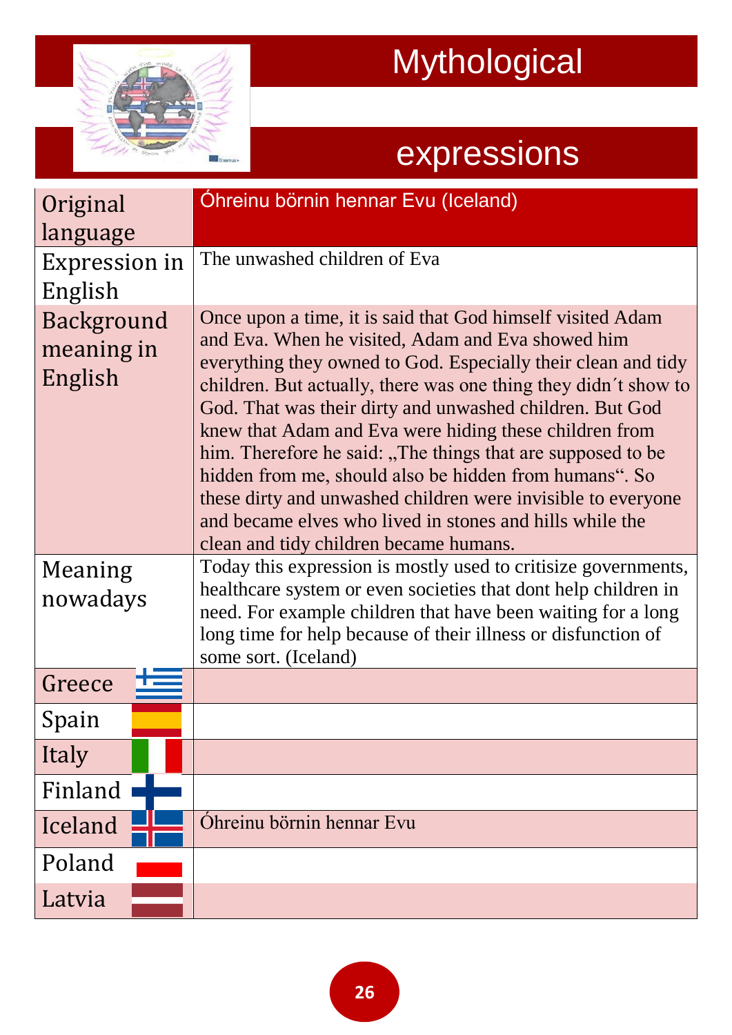# Mythological expressions

| Original language | Óhreinu börnin hennar Evu (Iceland) |
|---|---|
| Expression in English | The unwashed children of Eva |
| Background meaning in English | Once upon a time, it is said that God himself visited Adam and Eva. When he visited, Adam and Eva showed him everything they owned to God. Especially their clean and tidy children. But actually, there was one thing they didn´t show to God. That was their dirty and unwashed children. But God knew that Adam and Eva were hiding these children from him. Therefore he said: „The things that are supposed to be hidden from me, should also be hidden from humans“. So these dirty and unwashed children were invisible to everyone and became elves who lived in stones and hills while the clean and tidy children became humans. |
| Meaning nowadays | Today this expression is mostly used to critisize governments, healthcare system or even societies that dont help children in need. For example children that have been waiting for a long long time for help because of their illness or disfunction of some sort. (Iceland) |
| Greece | |
| Spain | |
| Italy | |
| Finland | |
| Iceland | Óhreinu börnin hennar Evu |
| Poland | |
| Latvia | |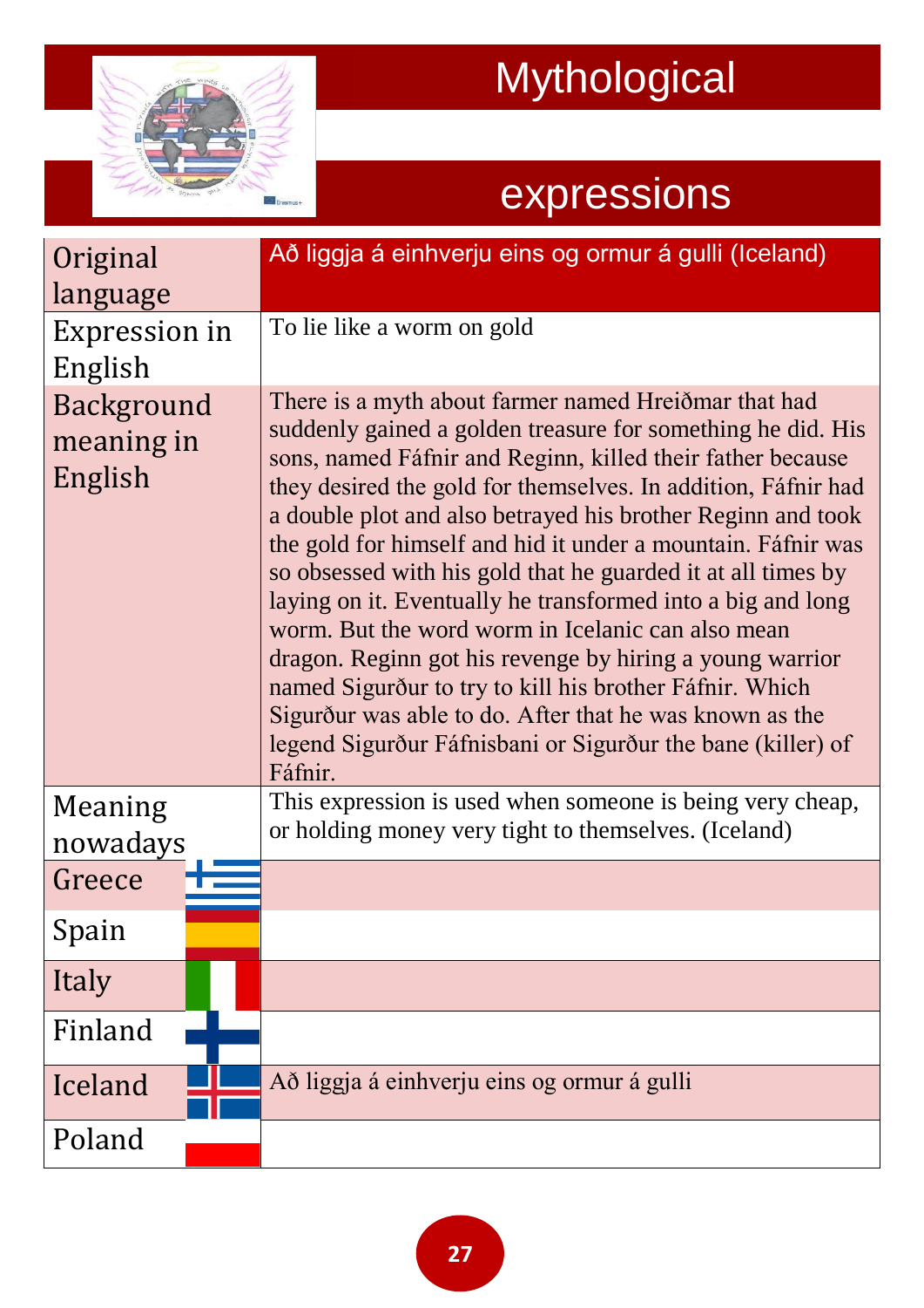# Mythological expressions

| Original language | Að liggja á einhverju eins og ormur á gulli (Iceland) |
|---|---|
| Expression in English | To lie like a worm on gold |
| Background meaning in English | There is a myth about farmer named Hreiðmar that had suddenly gained a golden treasure for something he did. His sons, named Fáfnir and Reginn, killed their father because they desired the gold for themselves. In addition, Fáfnir had a double plot and also betrayed his brother Reginn and took the gold for himself and hid it under a mountain. Fáfnir was so obsessed with his gold that he guarded it at all times by laying on it. Eventually he transformed into a big and long worm. But the word worm in Icelanic can also mean dragon. Reginn got his revenge by hiring a young warrior named Sigurður to try to kill his brother Fáfnir. Which Sigurður was able to do. After that he was known as the legend Sigurður Fáfnisbani or Sigurður the bane (killer) of Fáfnir. |
| Meaning nowadays | This expression is used when someone is being very cheap, or holding money very tight to themselves. (Iceland) |
| Greece | |
| Spain | |
| Italy | |
| Finland | |
| Iceland | Að liggja á einhverju eins og ormur á gulli |
| Poland | |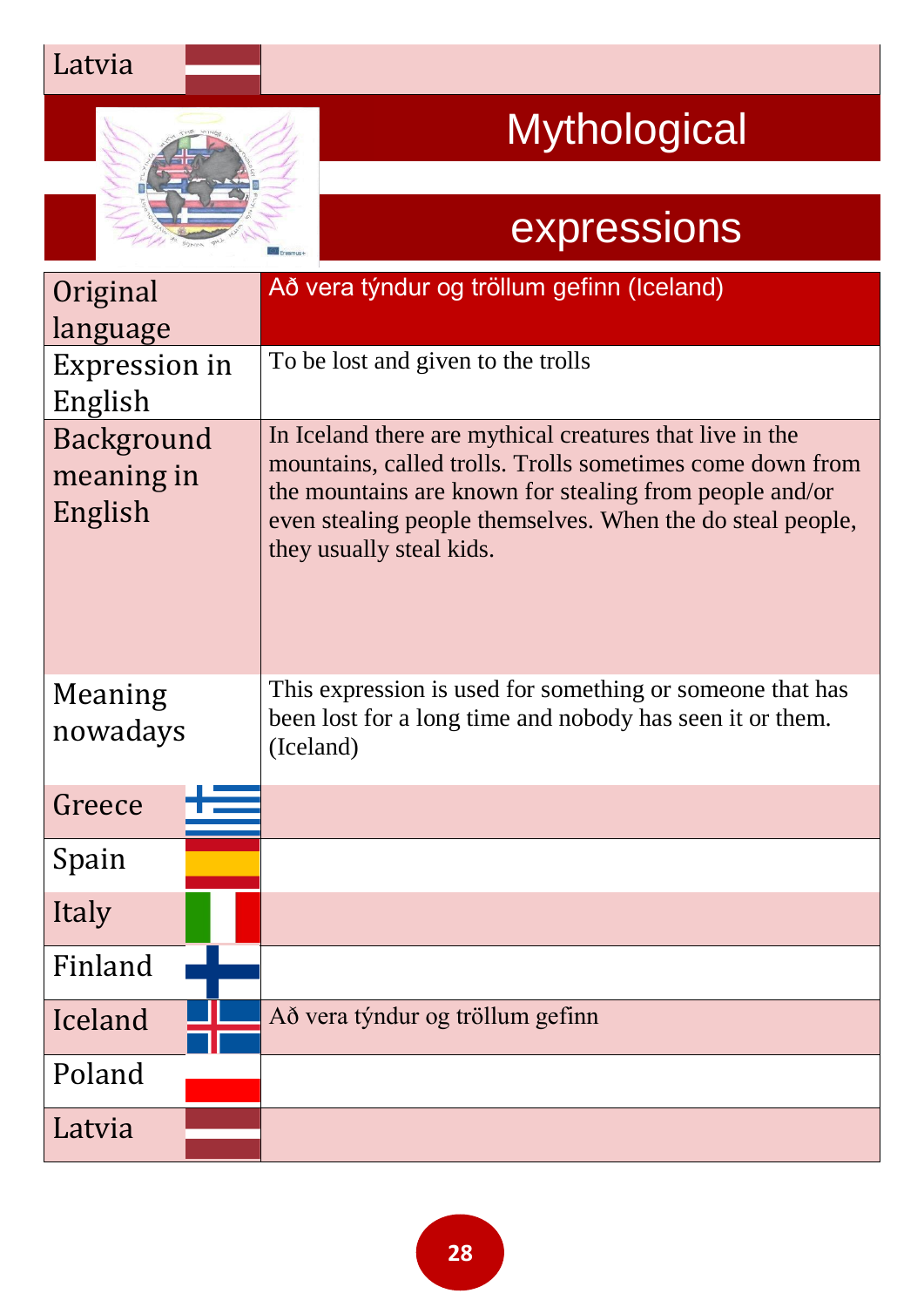| Latvia | |
|---|---|

# Mythological expressions

| Original language | Að vera týndur og tröllum gefinn (Iceland) |
|---|---|
| Expression in English | To be lost and given to the trolls |
| Background meaning in English | In Iceland there are mythical creatures that live in the mountains, called trolls. Trolls sometimes come down from the mountains are known for stealing from people and/or even stealing people themselves. When the do steal people, they usually steal kids. |
| Meaning nowadays | This expression is used for something or someone that has been lost for a long time and nobody has seen it or them. (Iceland) |
| Greece | |
| Spain | |
| Italy | |
| Finland | |
| Iceland | Að vera týndur og tröllum gefinn |
| Poland | |
| Latvia | |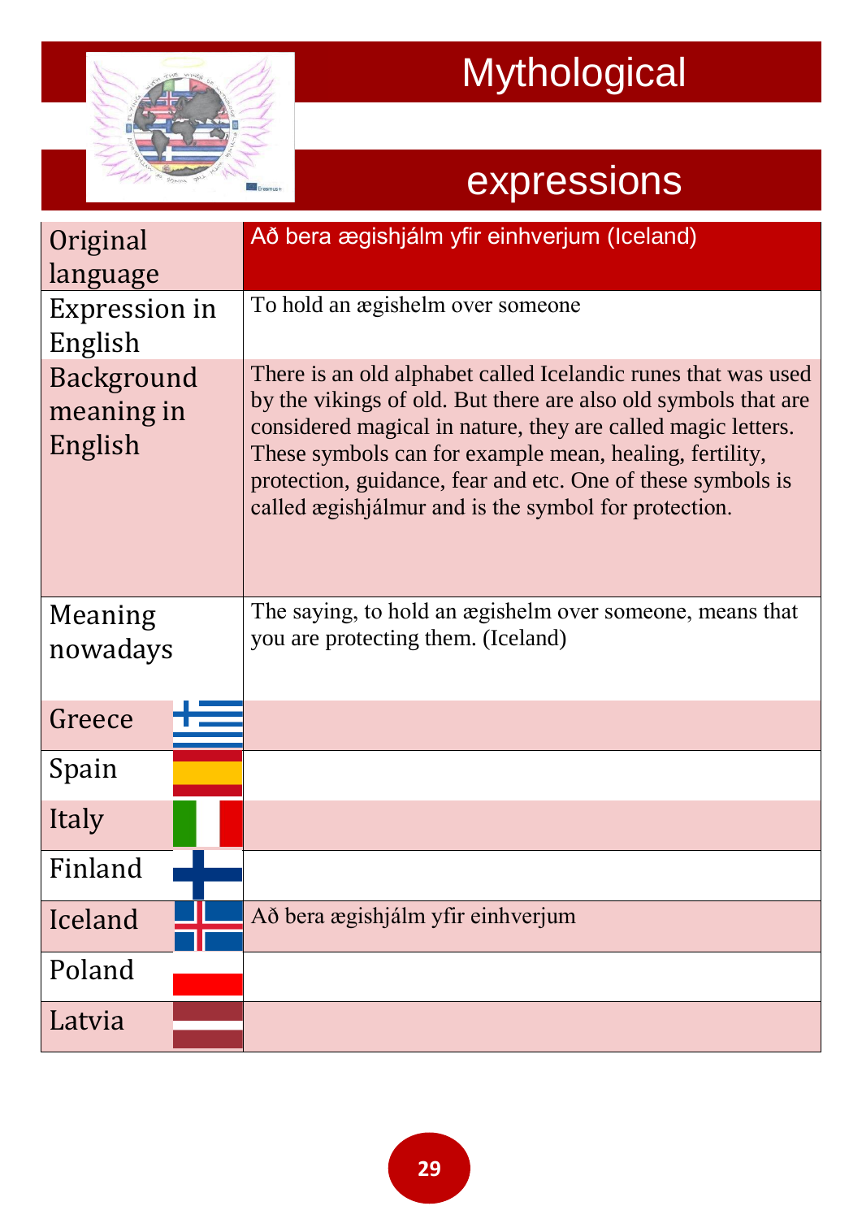# Mythological expressions

| | |
|---|---|
| Original language | Að bera ægishjálm yfir einhverjum (Iceland) |
| Expression in English | To hold an ægishelm over someone |
| Background meaning in English | There is an old alphabet called Icelandic runes that was used by the vikings of old. But there are also old symbols that are considered magical in nature, they are called magic letters. These symbols can for example mean, healing, fertility, protection, guidance, fear and etc. One of these symbols is called ægishjálmur and is the symbol for protection. |
| Meaning nowadays | The saying, to hold an ægishelm over someone, means that you are protecting them. (Iceland) |
| Greece | |
| Spain | |
| Italy | |
| Finland | |
| Iceland | Að bera ægishjálm yfir einhverjum |
| Poland | |
| Latvia | |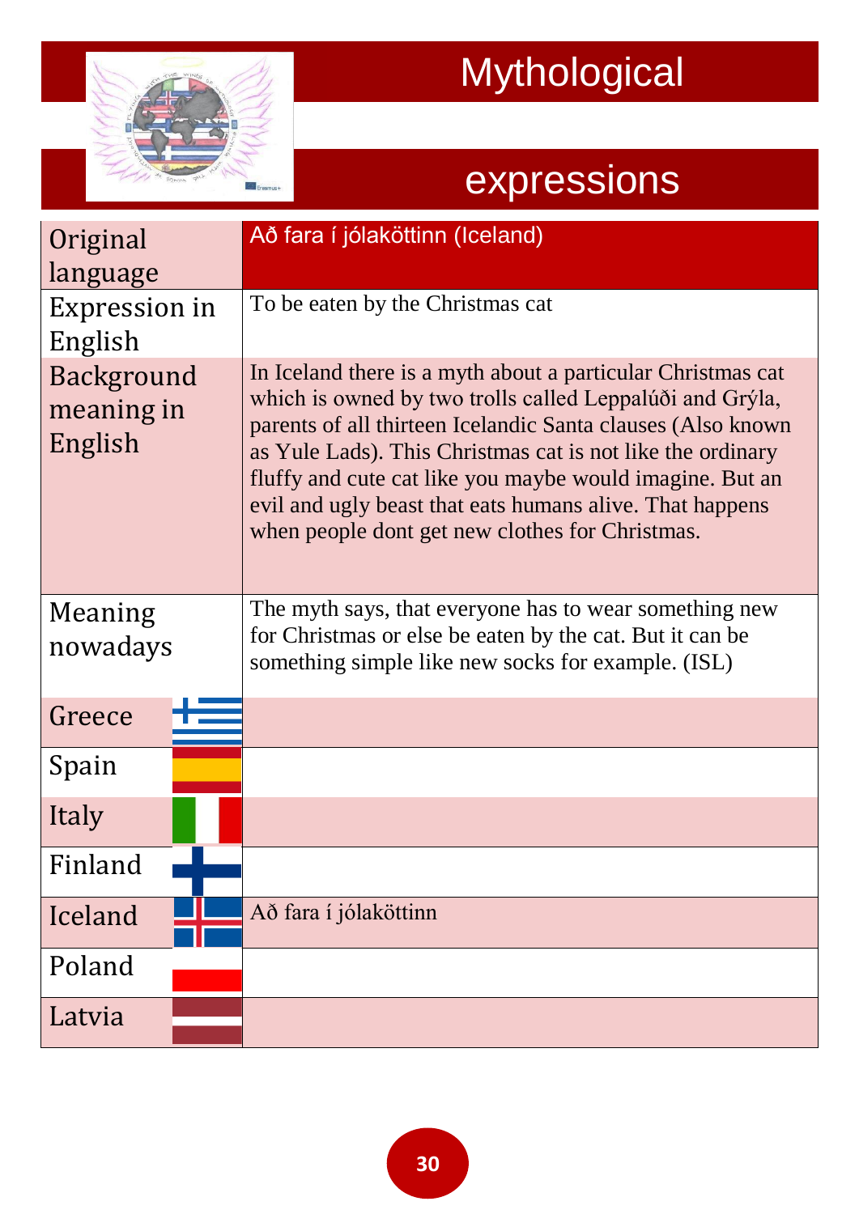# Mythological expressions

| Original language | Að fara í jólaköttinn (Iceland) |
|---|---|
| Expression in English | To be eaten by the Christmas cat |
| Background meaning in English | In Iceland there is a myth about a particular Christmas cat which is owned by two trolls called Leppalúði and Grýla, parents of all thirteen Icelandic Santa clauses (Also known as Yule Lads). This Christmas cat is not like the ordinary fluffy and cute cat like you maybe would imagine. But an evil and ugly beast that eats humans alive. That happens when people dont get new clothes for Christmas. |
| Meaning nowadays | The myth says, that everyone has to wear something new for Christmas or else be eaten by the cat. But it can be something simple like new socks for example. (ISL) |
| Greece | |
| Spain | |
| Italy | |
| Finland | |
| Iceland | Að fara í jólaköttinn |
| Poland | |
| Latvia | |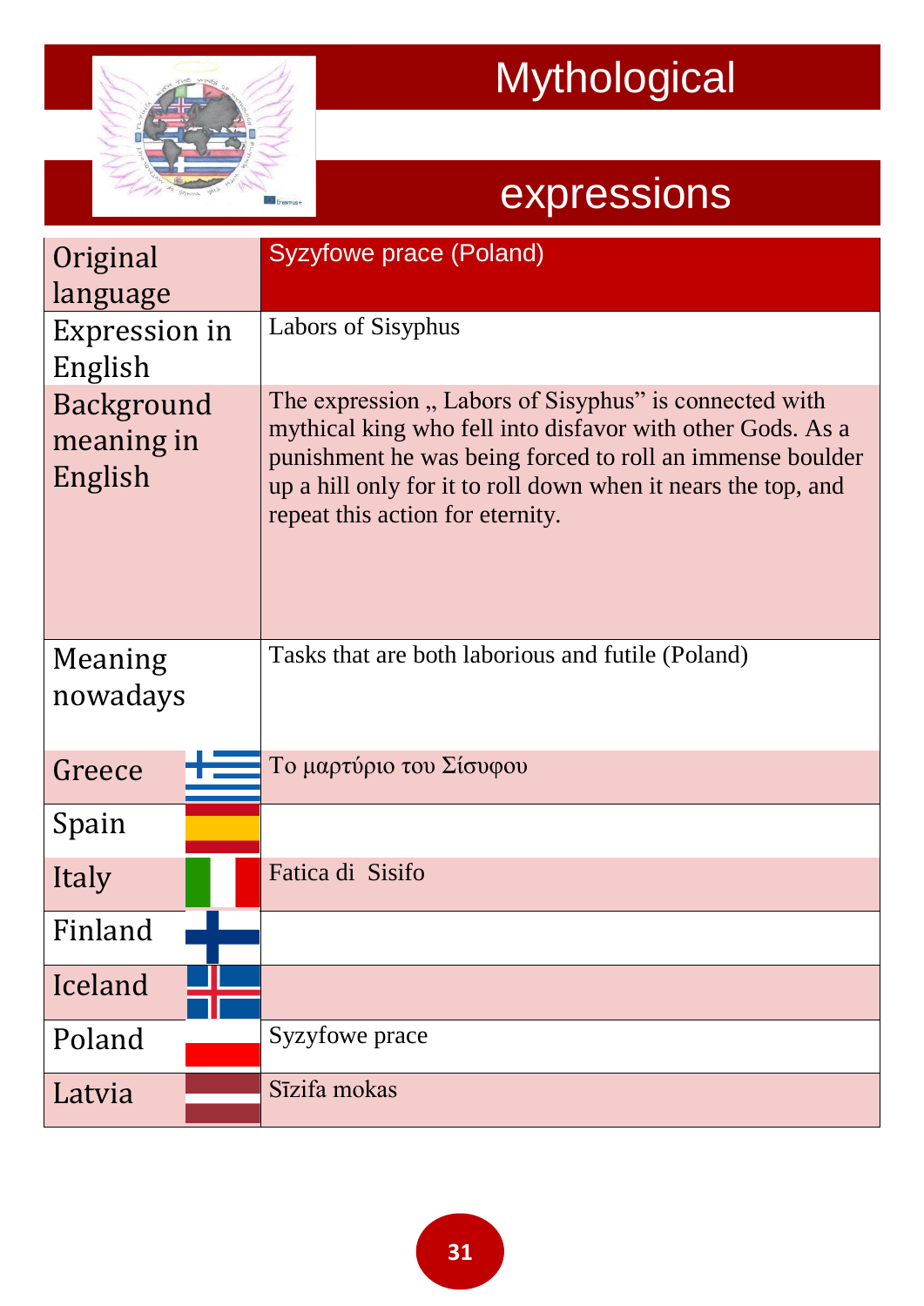# Mythological expressions

| Original language | Syzyfowe prace (Poland) |
|---|---|
| Expression in English | Labors of Sisyphus |
| Background meaning in English | The expression „ Labors of Sisyphus" is connected with mythical king who fell into disfavor with other Gods. As a punishment he was being forced to roll an immense boulder up a hill only for it to roll down when it nears the top, and repeat this action for eternity. |
| Meaning nowadays | Tasks that are both laborious and futile (Poland) |
| Greece | Το μαρτύριο του Σίσυφου |
| Spain | |
| Italy | Fatica di Sisifo |
| Finland | |
| Iceland | |
| Poland | Syzyfowe prace |
| Latvia | Sīzifa mokas |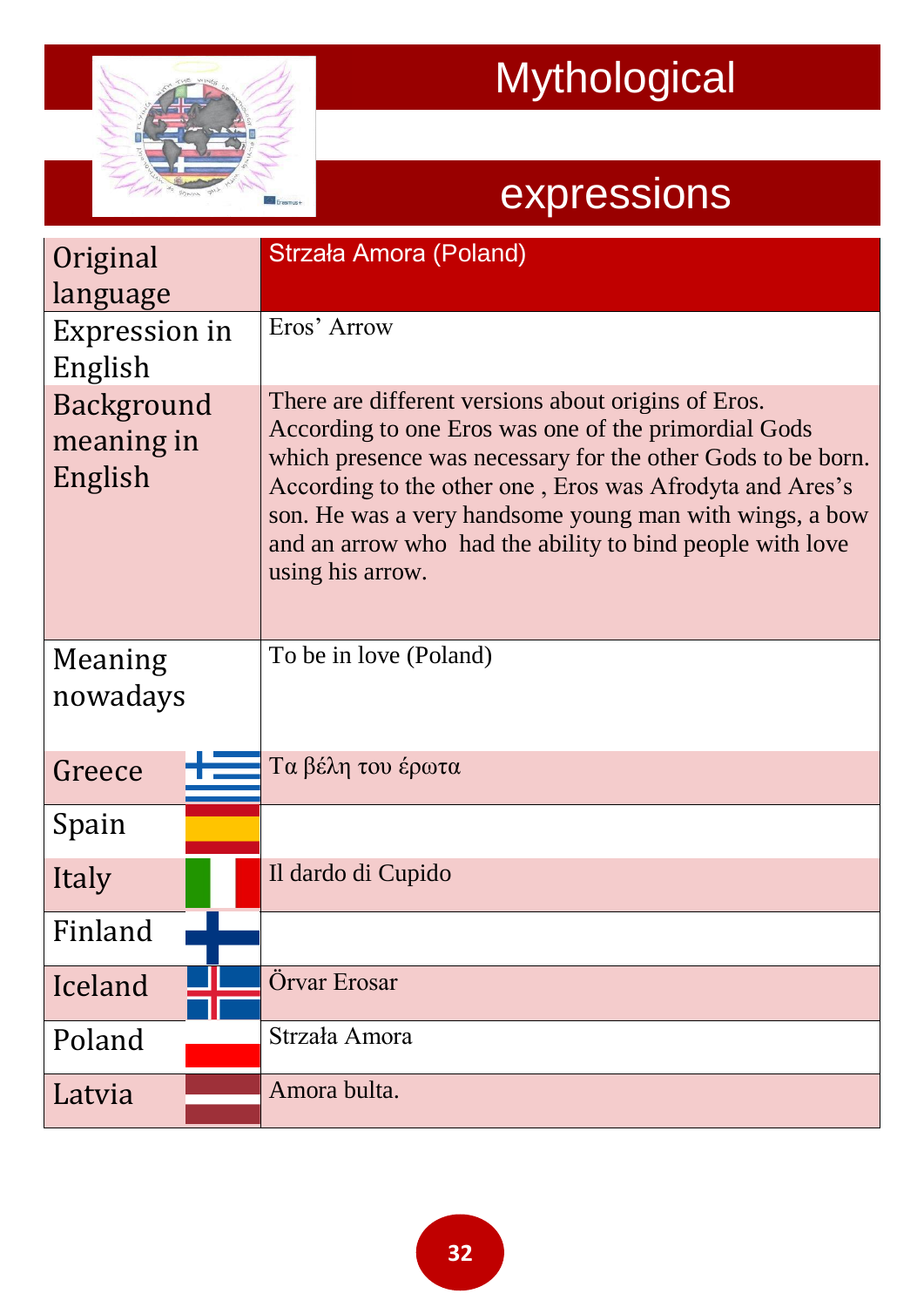# Mythological expressions

| Original language | Strzała Amora (Poland) |
|---|---|
| Expression in English | Eros' Arrow |
| Background meaning in English | There are different versions about origins of Eros. According to one Eros was one of the primordial Gods which presence was necessary for the other Gods to be born. According to the other one , Eros was Afrodyta and Ares's son. He was a very handsome young man with wings, a bow and an arrow who  had the ability to bind people with love using his arrow. |
| Meaning nowadays | To be in love (Poland) |
| Greece | Τα βέλη του έρωτα |
| Spain | |
| Italy | Il dardo di Cupido |
| Finland | |
| Iceland | Örvar Erosar |
| Poland | Strzała Amora |
| Latvia | Amora bulta. |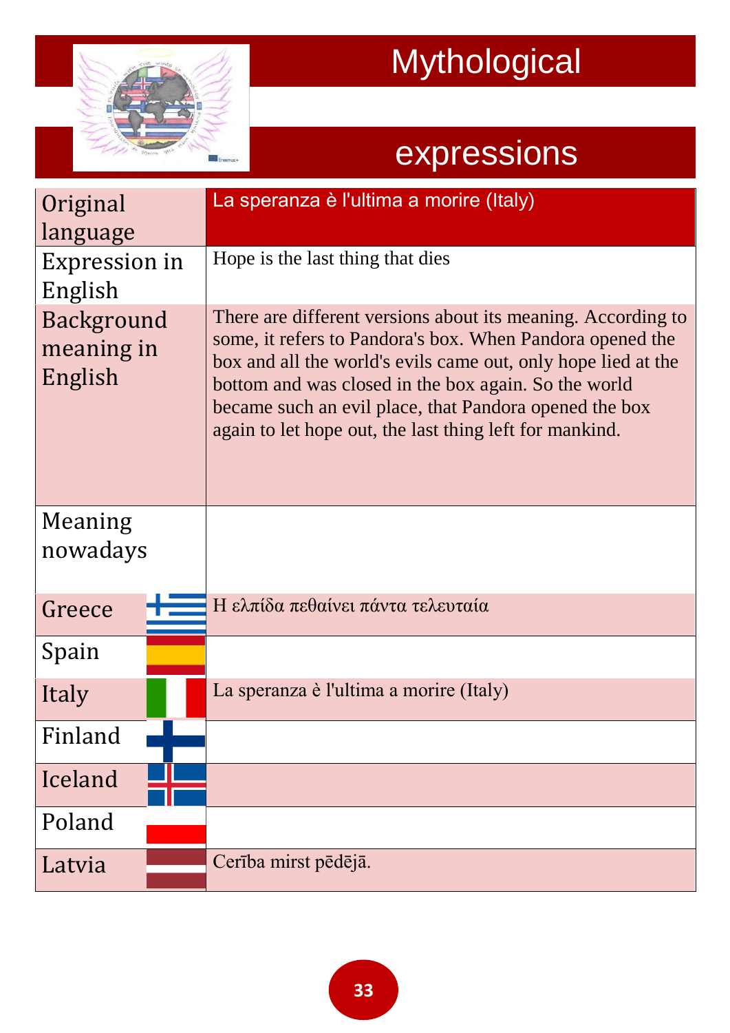# Mythological expressions

| Original language | La speranza è l'ultima a morire (Italy) |
|---|---|
| Expression in English | Hope is the last thing that dies |
| Background meaning in English | There are different versions about its meaning. According to some, it refers to Pandora's box. When Pandora opened the box and all the world's evils came out, only hope lied at the bottom and was closed in the box again. So the world became such an evil place, that Pandora opened the box again to let hope out, the last thing left for mankind. |
| Meaning nowadays | |
| Greece | Η ελπίδα πεθαίνει πάντα τελευταία |
| Spain | |
| Italy | La speranza è l'ultima a morire (Italy) |
| Finland | |
| Iceland | |
| Poland | |
| Latvia | Cerība mirst pēdējā. |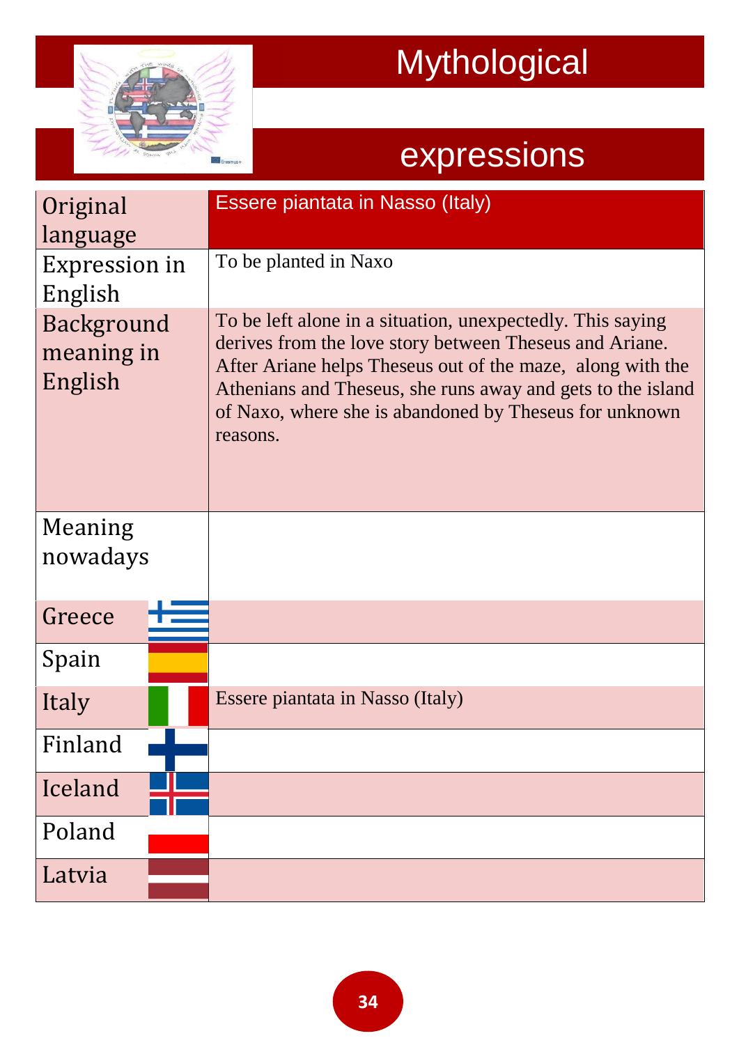# Mythological expressions

| | |
|---|---|
| Original language | Essere piantata in Nasso (Italy) |
| Expression in English | To be planted in Naxo |
| Background meaning in English | To be left alone in a situation, unexpectedly. This saying derives from the love story between Theseus and Ariane. After Ariane helps Theseus out of the maze, along with the Athenians and Theseus, she runs away and gets to the island of Naxo, where she is abandoned by Theseus for unknown reasons. |
| Meaning nowadays | |
| Greece | |
| Spain | |
| Italy | Essere piantata in Nasso (Italy) |
| Finland | |
| Iceland | |
| Poland | |
| Latvia | |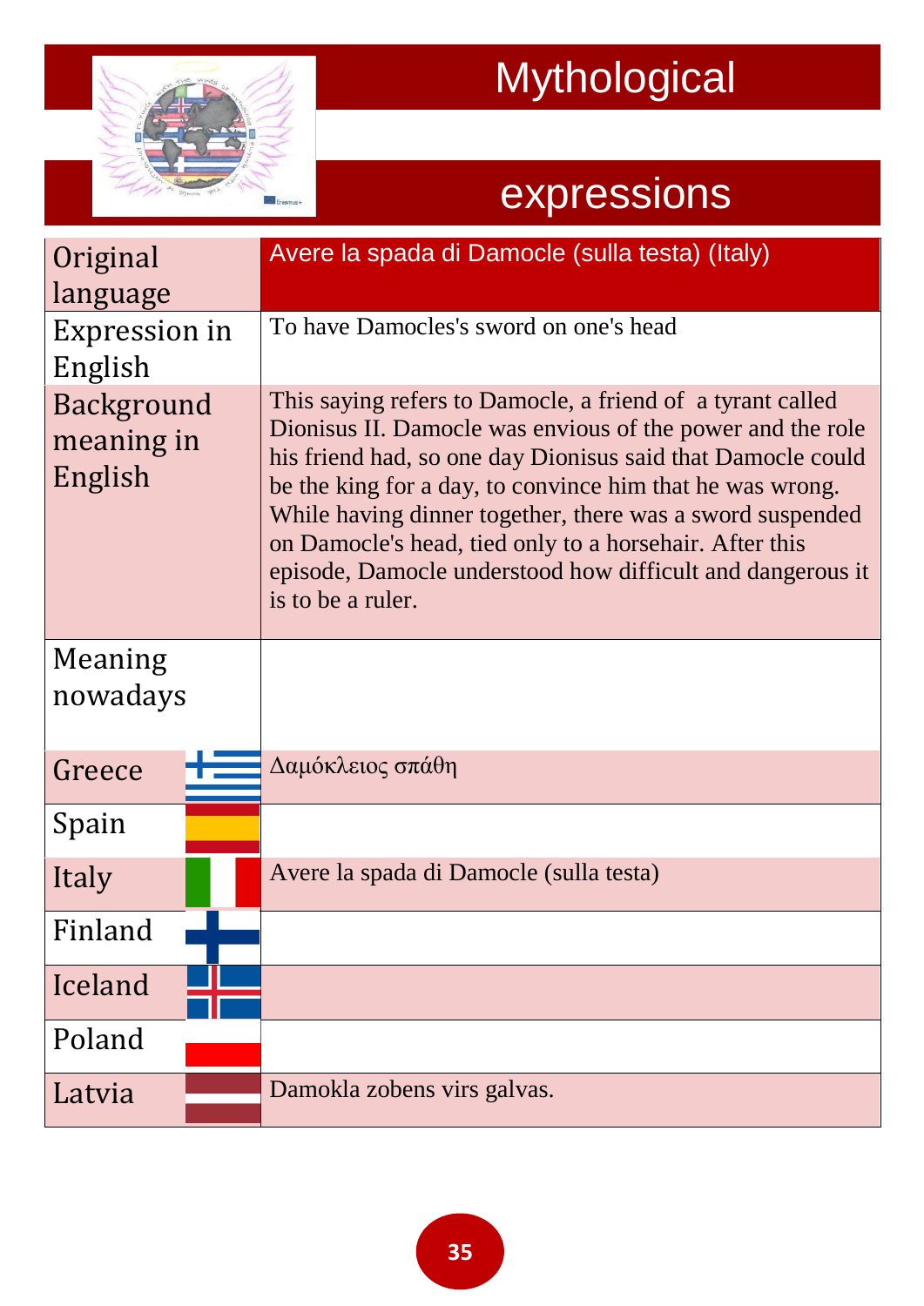# Mythological expressions

| | |
|---|---|
| Original language | Avere la spada di Damocle (sulla testa) (Italy) |
| Expression in English | To have Damocles's sword on one's head |
| Background meaning in English | This saying refers to Damocle, a friend of a tyrant called Dionisus II. Damocle was envious of the power and the role his friend had, so one day Dionisus said that Damocle could be the king for a day, to convince him that he was wrong. While having dinner together, there was a sword suspended on Damocle's head, tied only to a horsehair. After this episode, Damocle understood how difficult and dangerous it is to be a ruler. |
| Meaning nowadays | |
| Greece | Δαμόκλειος σπάθη |
| Spain | |
| Italy | Avere la spada di Damocle (sulla testa) |
| Finland | |
| Iceland | |
| Poland | |
| Latvia | Damokla zobens virs galvas. |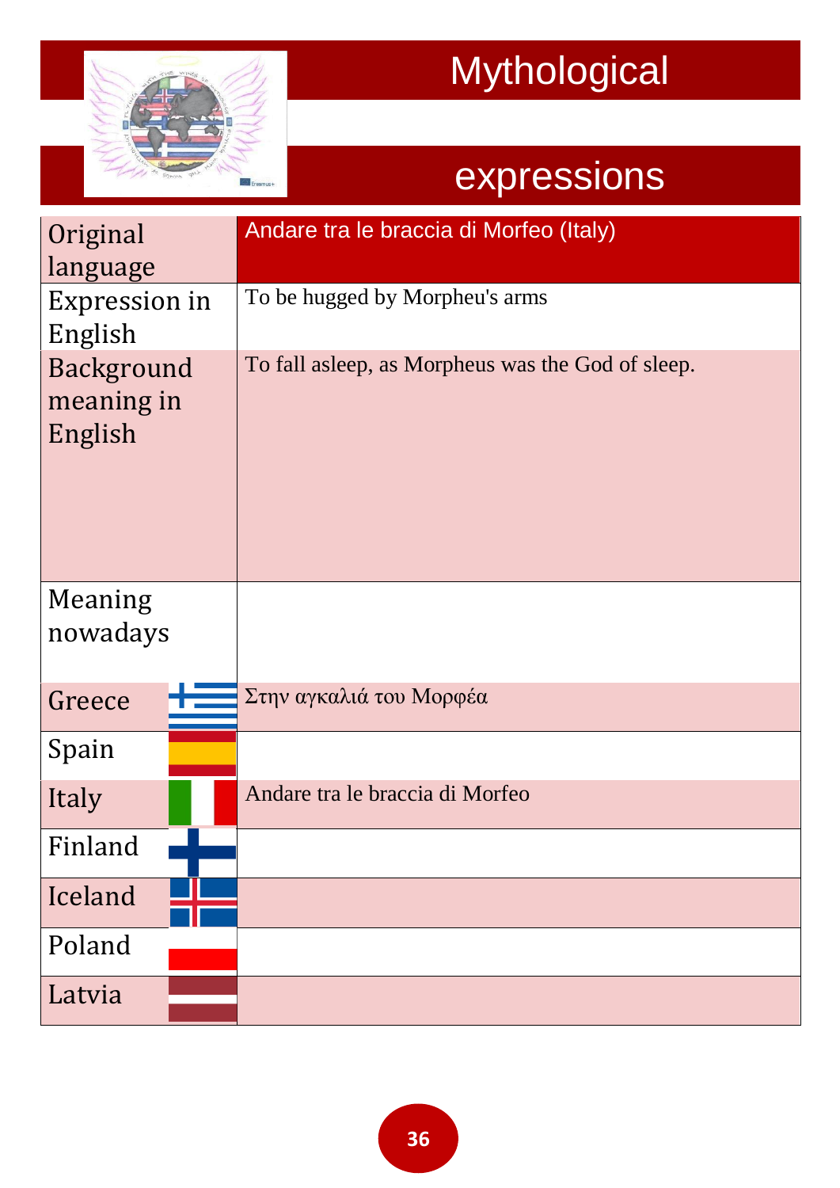# Mythological expressions

| Original language | Andare tra le braccia di Morfeo (Italy) |
|---|---|
| Expression in English | To be hugged by Morpheu's arms |
| Background meaning in English | To fall asleep, as Morpheus was the God of sleep. |
| Meaning nowadays | |
| Greece | Στην αγκαλιά του Μορφέα |
| Spain | |
| Italy | Andare tra le braccia di Morfeo |
| Finland | |
| Iceland | |
| Poland | |
| Latvia | |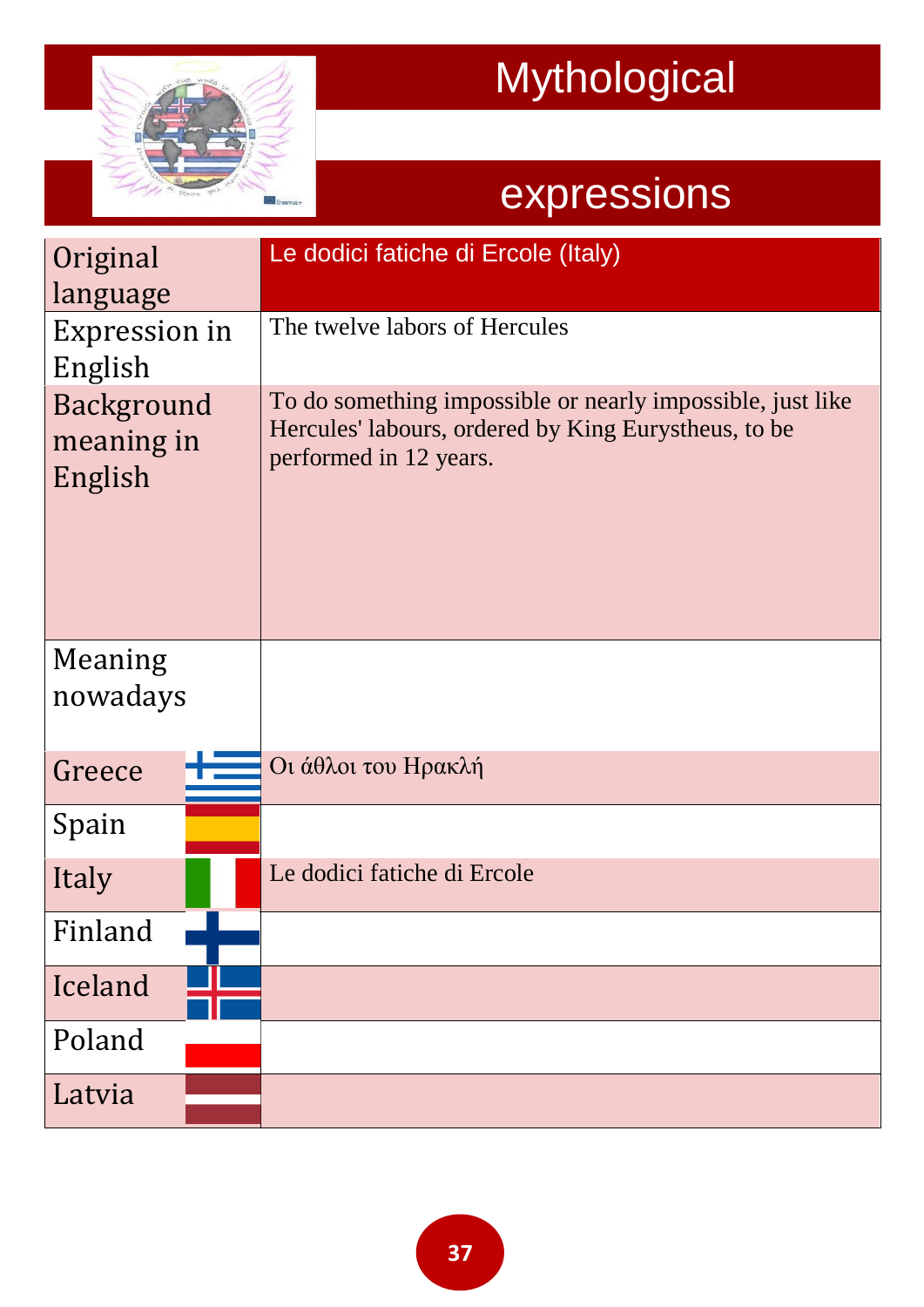# Mythological expressions

| | |
|---|---|
| Original language | Le dodici fatiche di Ercole (Italy) |
| Expression in English | The twelve labors of Hercules |
| Background meaning in English | To do something impossible or nearly impossible, just like Hercules' labours, ordered by King Eurystheus, to be performed in 12 years. |
| Meaning nowadays | |
| Greece | Οι άθλοι του Ηρακλή |
| Spain | |
| Italy | Le dodici fatiche di Ercole |
| Finland | |
| Iceland | |
| Poland | |
| Latvia | |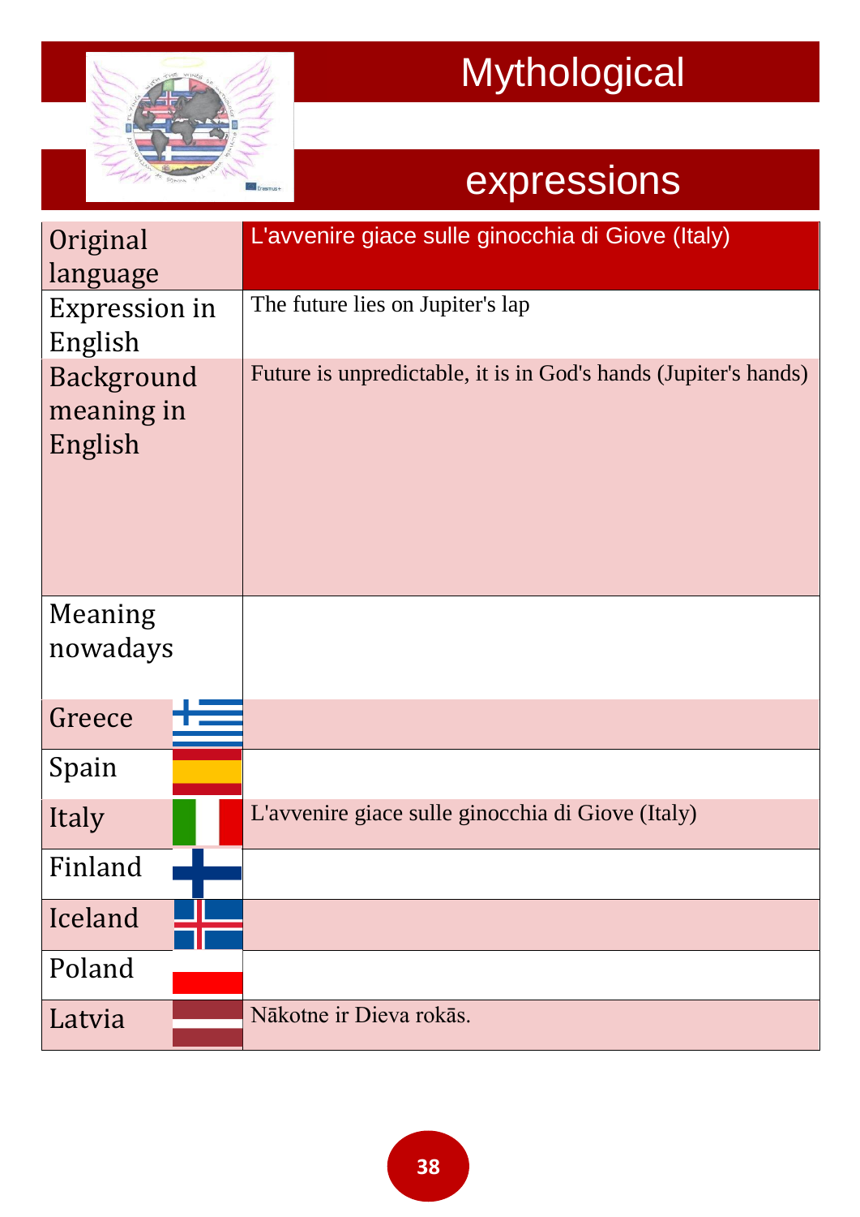# Mythological expressions

| | |
|---|---|
| Original language | L'avvenire giace sulle ginocchia di Giove (Italy) |
| Expression in English | The future lies on Jupiter's lap |
| Background meaning in English | Future is unpredictable, it is in God's hands (Jupiter's hands) |
| Meaning nowadays | |
| Greece | |
| Spain | |
| Italy | L'avvenire giace sulle ginocchia di Giove (Italy) |
| Finland | |
| Iceland | |
| Poland | |
| Latvia | Nākotne ir Dieva rokās. |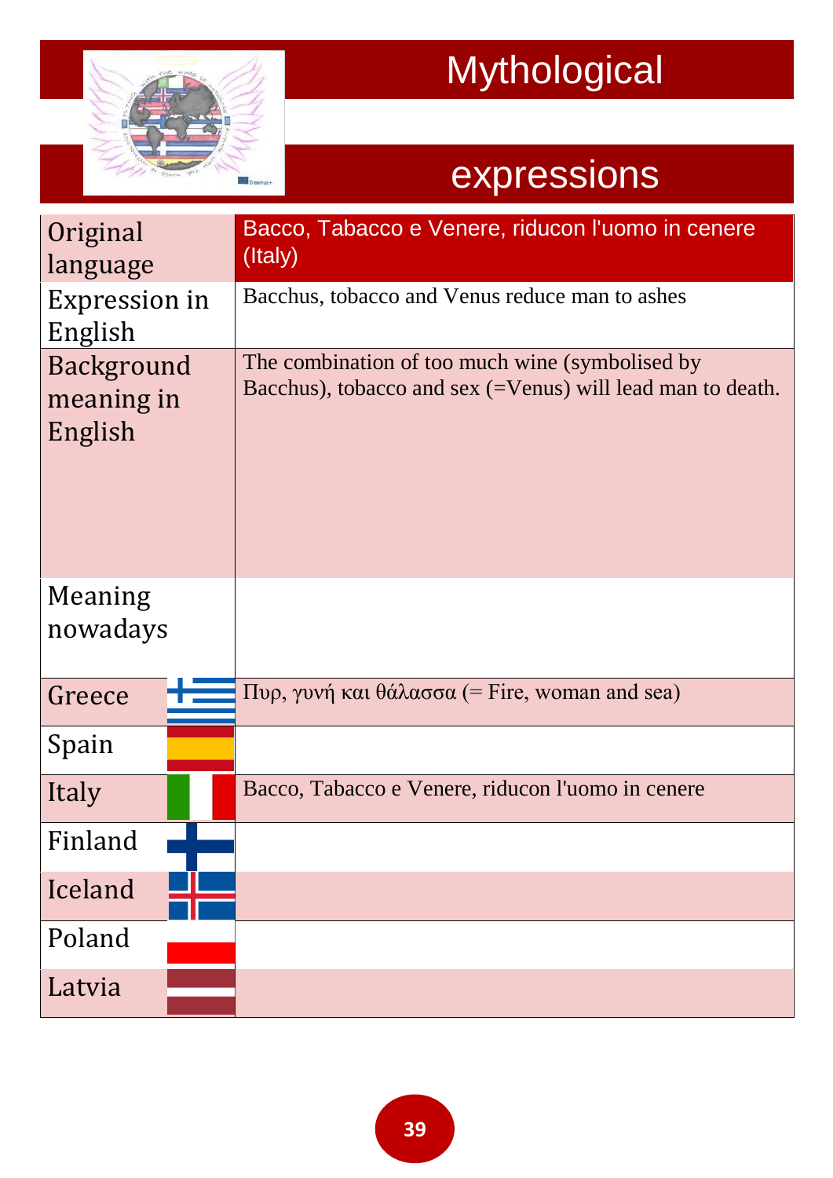# Mythological expressions

| | |
|---|---|
| Original language | Bacco, Tabacco e Venere, riducon l'uomo in cenere (Italy) |
| Expression in English | Bacchus, tobacco and Venus reduce man to ashes |
| Background meaning in English | The combination of too much wine (symbolised by Bacchus), tobacco and sex (=Venus) will lead man to death. |
| Meaning nowadays | |
| Greece | Πυρ, γυνή και θάλασσα (= Fire, woman and sea) |
| Spain | |
| Italy | Bacco, Tabacco e Venere, riducon l'uomo in cenere |
| Finland | |
| Iceland | |
| Poland | |
| Latvia | |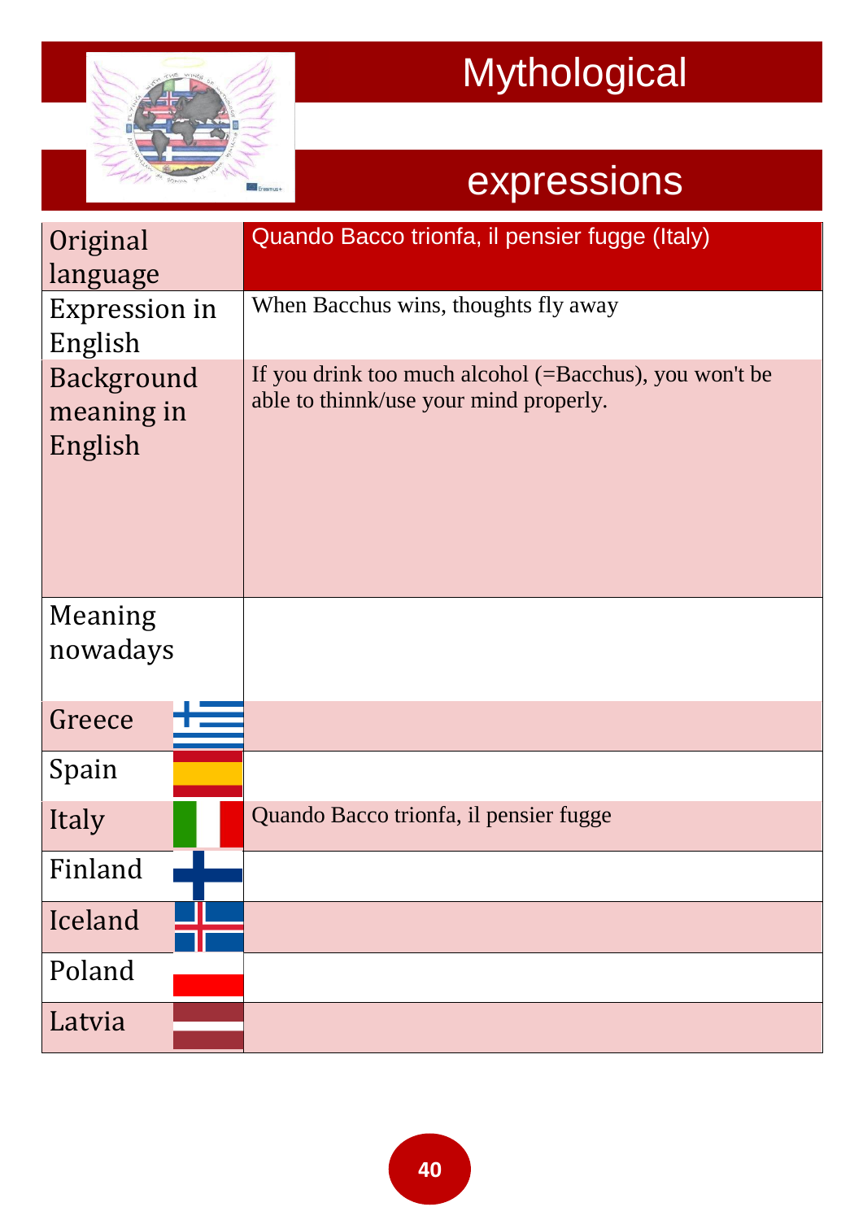# Mythological expressions

| Original language | Quando Bacco trionfa, il pensier fugge (Italy) |
|---|---|
| Expression in English | When Bacchus wins, thoughts fly away |
| Background meaning in English | If you drink too much alcohol (=Bacchus), you won't be able to thinnk/use your mind properly. |
| Meaning nowadays | |
| Greece | |
| Spain | |
| Italy | Quando Bacco trionfa, il pensier fugge |
| Finland | |
| Iceland | |
| Poland | |
| Latvia | |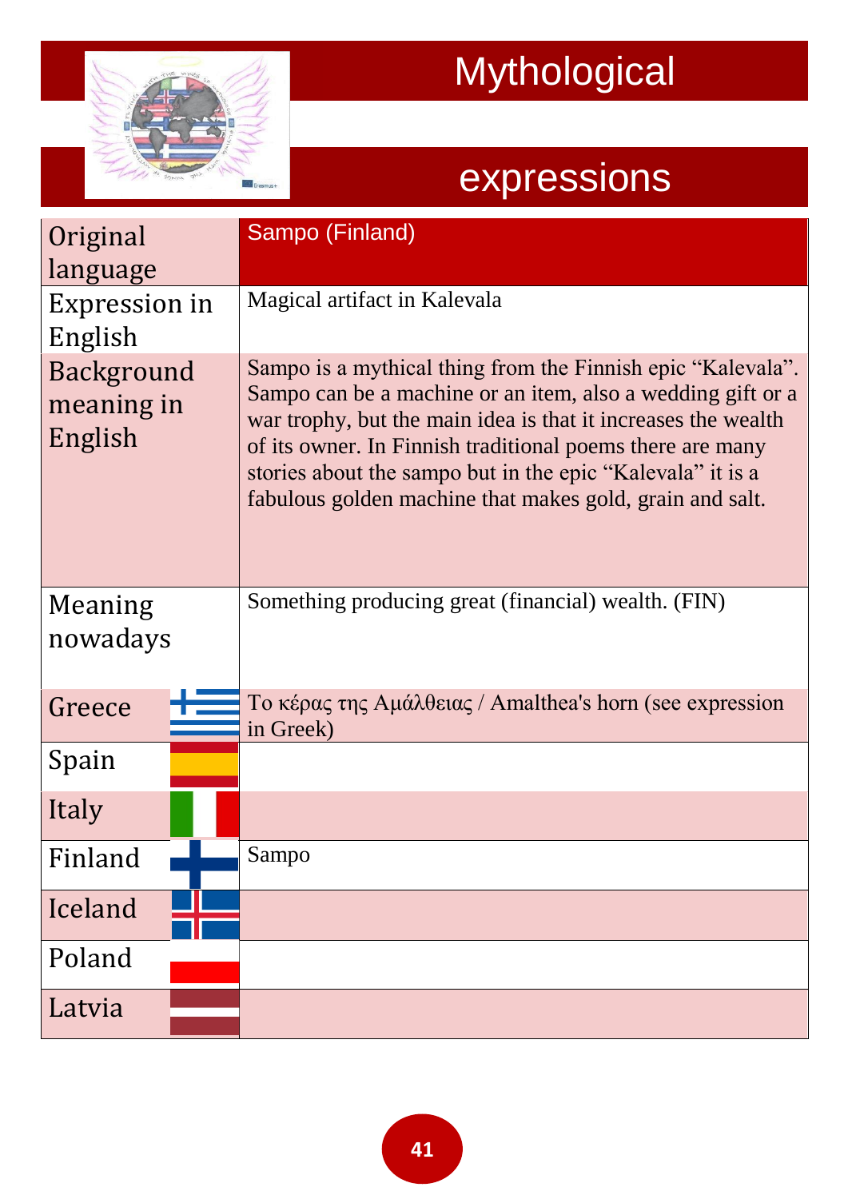# Mythological expressions

| | |
|---|---|
| Original language | Sampo (Finland) |
| Expression in English | Magical artifact in Kalevala |
| Background meaning in English | Sampo is a mythical thing from the Finnish epic “Kalevala”. Sampo can be a machine or an item, also a wedding gift or a war trophy, but the main idea is that it increases the wealth of its owner. In Finnish traditional poems there are many stories about the sampo but in the epic “Kalevala” it is a fabulous golden machine that makes gold, grain and salt. |
| Meaning nowadays | Something producing great (financial) wealth. (FIN) |
| Greece | Το κέρας της Αμάλθειας / Amalthea's horn (see expression in Greek) |
| Spain | |
| Italy | |
| Finland | Sampo |
| Iceland | |
| Poland | |
| Latvia | |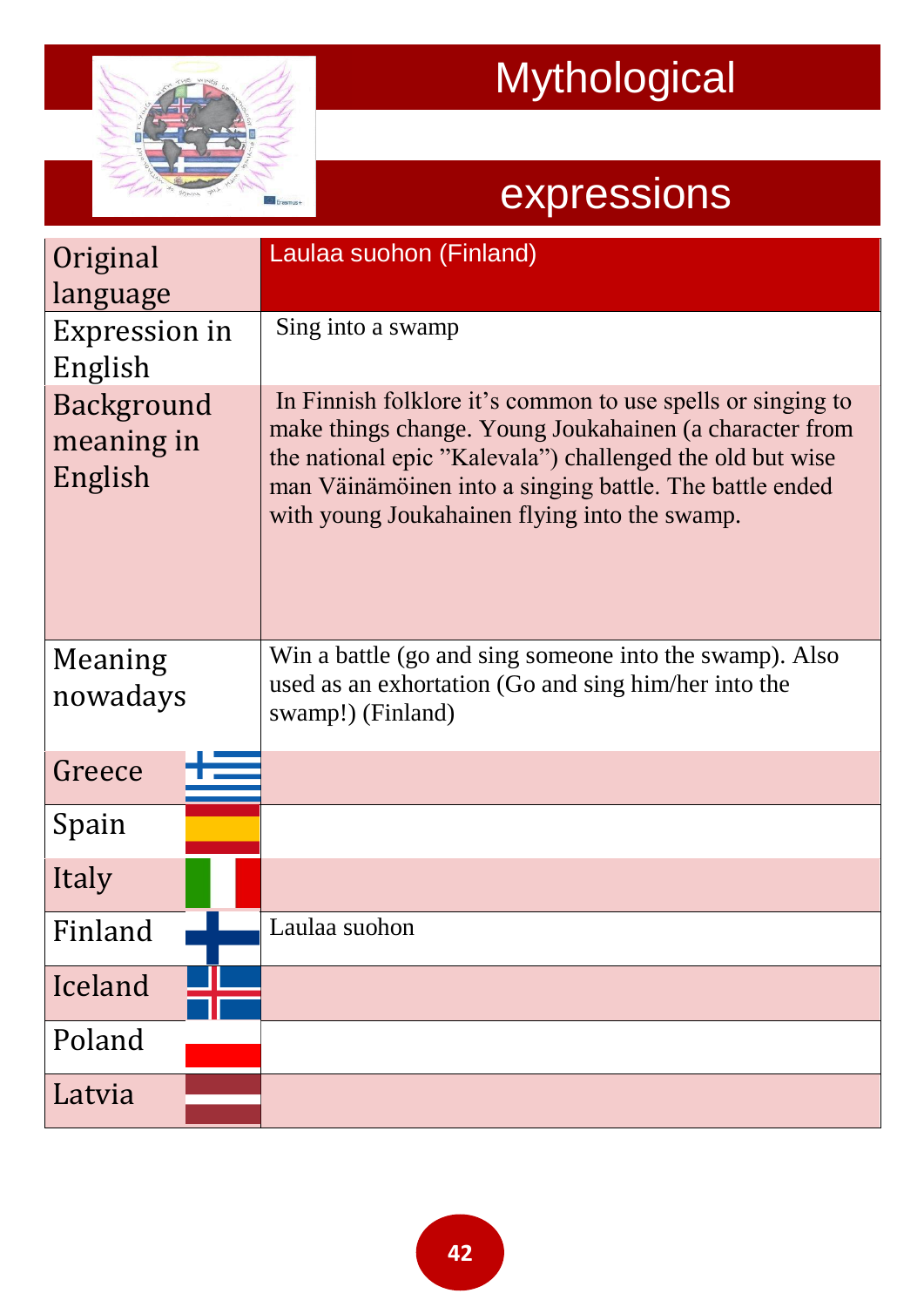# Mythological expressions

| Original language | Laulaa suohon (Finland) |
| --- | --- |
| Expression in English | Sing into a swamp |
| Background meaning in English | In Finnish folklore it's common to use spells or singing to make things change. Young Joukahainen (a character from the national epic "Kalevala") challenged the old but wise man Väinämöinen into a singing battle. The battle ended with young Joukahainen flying into the swamp. |
| Meaning nowadays | Win a battle (go and sing someone into the swamp). Also used as an exhortation (Go and sing him/her into the swamp!) (Finland) |
| Greece | |
| Spain | |
| Italy | |
| Finland | Laulaa suohon |
| Iceland | |
| Poland | |
| Latvia | |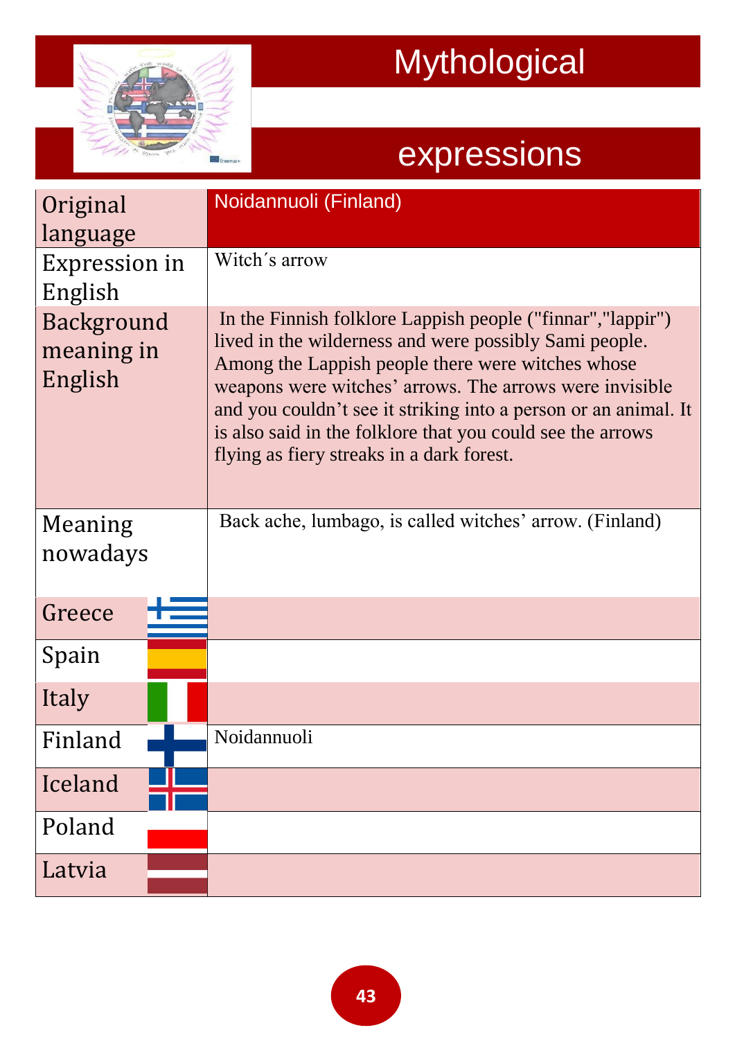# Mythological expressions

| Original language | Noidannuoli (Finland) |
|---|---|
| Expression in English | Witch´s arrow |
| Background meaning in English | In the Finnish folklore Lappish people ("finnar","lappir") lived in the wilderness and were possibly Sami people. Among the Lappish people there were witches whose weapons were witches' arrows. The arrows were invisible and you couldn't see it striking into a person or an animal. It is also said in the folklore that you could see the arrows flying as fiery streaks in a dark forest. |
| Meaning nowadays | Back ache, lumbago, is called witches' arrow. (Finland) |
| Greece | |
| Spain | |
| Italy | |
| Finland | Noidannuoli |
| Iceland | |
| Poland | |
| Latvia | |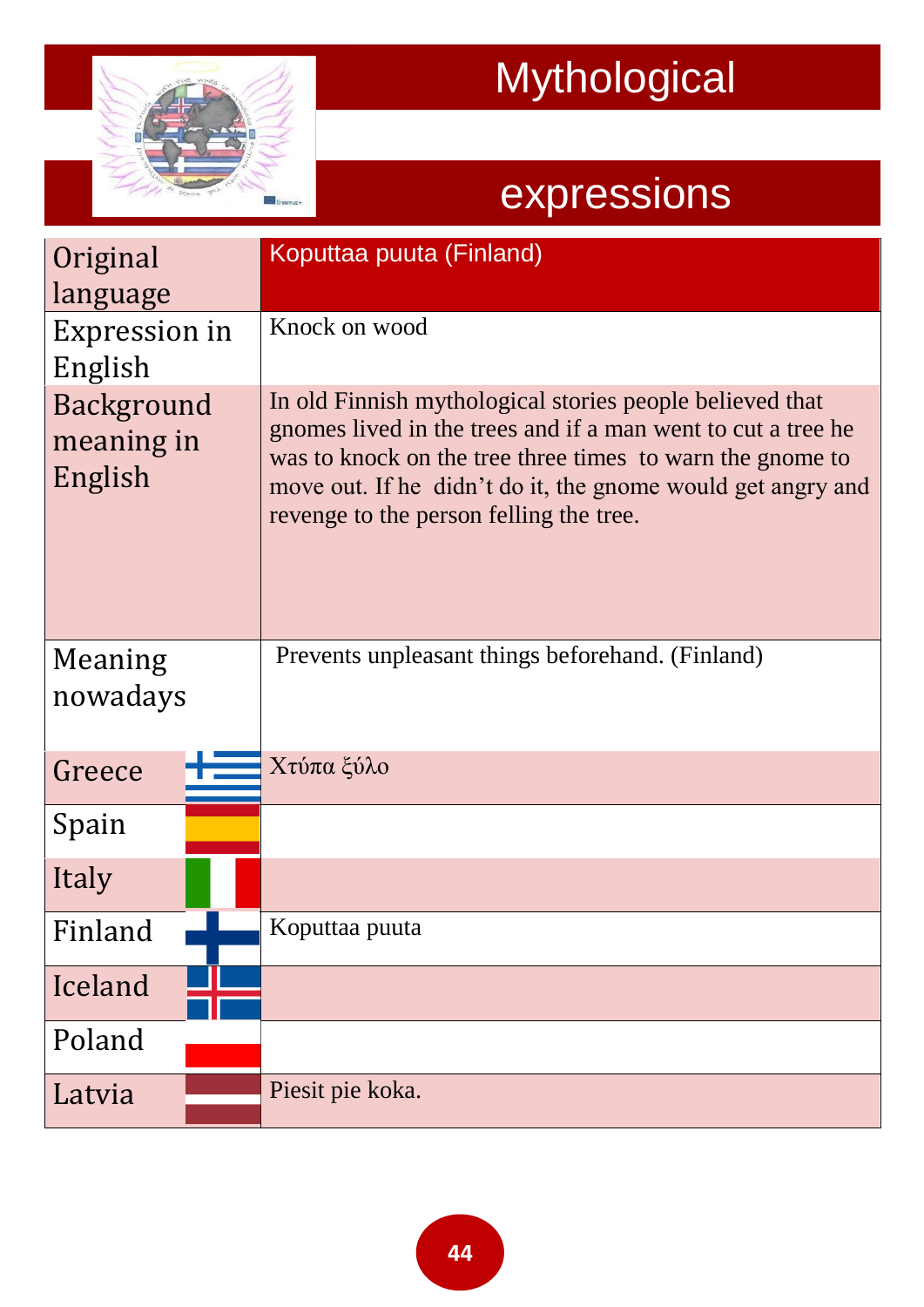# Mythological expressions

| | |
|---|---|
| Original language | Koputtaa puuta (Finland) |
| Expression in English | Knock on wood |
| Background meaning in English | In old Finnish mythological stories people believed that gnomes lived in the trees and if a man went to cut a tree he was to knock on the tree three times to warn the gnome to move out. If he didn't do it, the gnome would get angry and revenge to the person felling the tree. |
| Meaning nowadays | Prevents unpleasant things beforehand. (Finland) |
| Greece | Χτύπα ξύλο |
| Spain | |
| Italy | |
| Finland | Koputtaa puuta |
| Iceland | |
| Poland | |
| Latvia | Piesit pie koka. |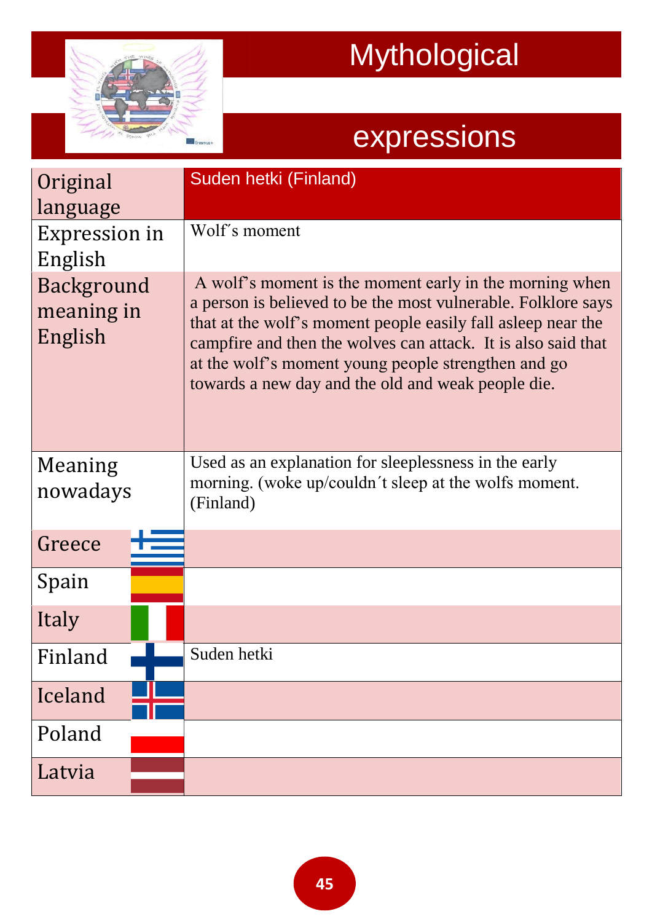# Mythological expressions

| Original language | Suden hetki (Finland) |
| --- | --- |
| Expression in English | Wolf´s moment |
| Background meaning in English | A wolf's moment is the moment early in the morning when a person is believed to be the most vulnerable. Folklore says that at the wolf's moment people easily fall asleep near the campfire and then the wolves can attack. It is also said that at the wolf's moment young people strengthen and go towards a new day and the old and weak people die. |
| Meaning nowadays | Used as an explanation for sleeplessness in the early morning. (woke up/couldn´t sleep at the wolfs moment. (Finland) |
| Greece | |
| Spain | |
| Italy | |
| Finland | Suden hetki |
| Iceland | |
| Poland | |
| Latvia | |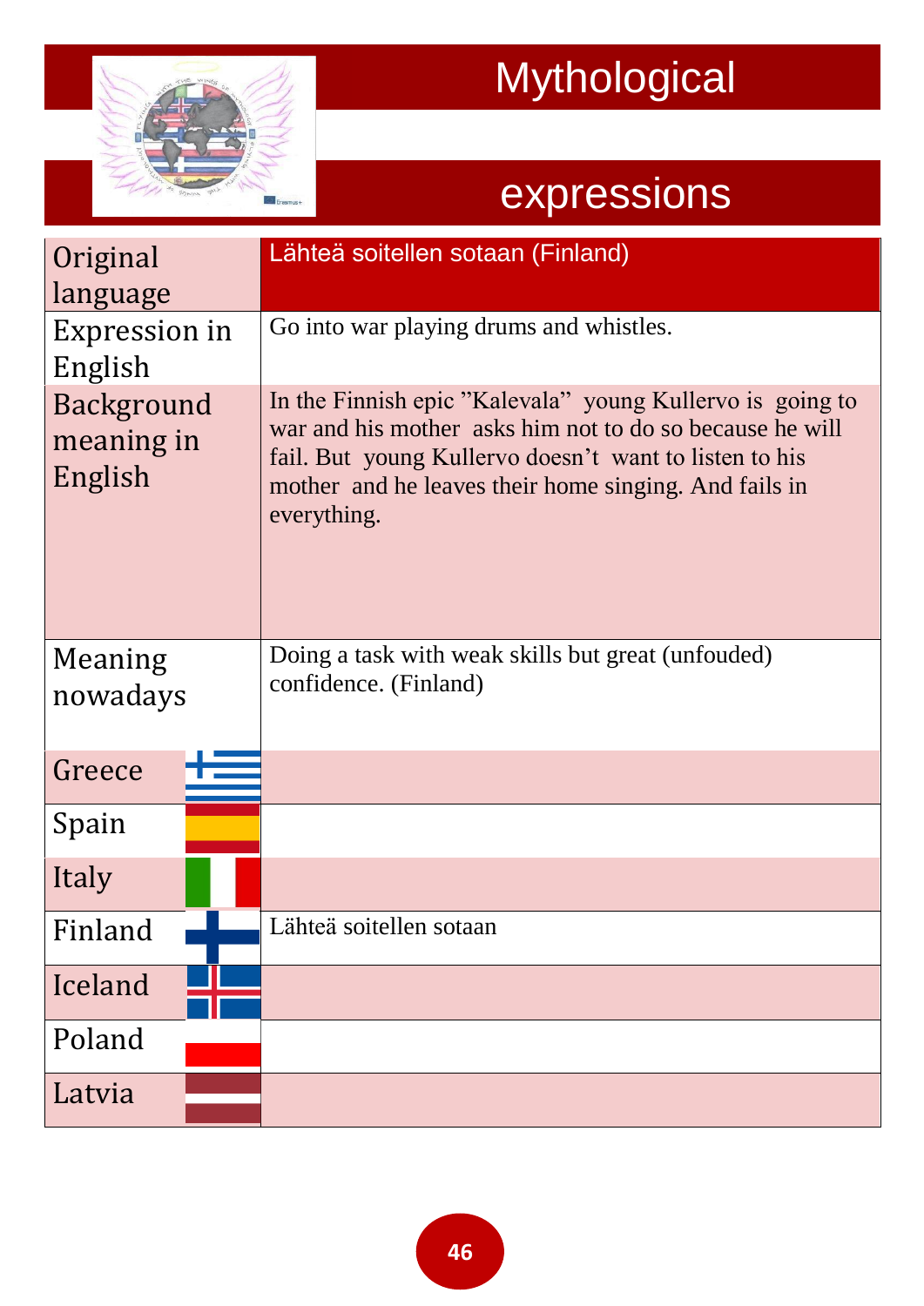# Mythological expressions

| | |
|---|---|
| Original language | Lähteä soitellen sotaan (Finland) |
| Expression in English | Go into war playing drums and whistles. |
| Background meaning in English | In the Finnish epic ”Kalevala” young Kullervo is going to war and his mother asks him not to do so because he will fail. But young Kullervo doesn’t want to listen to his mother and he leaves their home singing. And fails in everything. |
| Meaning nowadays | Doing a task with weak skills but great (unfouded) confidence. (Finland) |
| Greece | |
| Spain | |
| Italy | |
| Finland | Lähteä soitellen sotaan |
| Iceland | |
| Poland | |
| Latvia | |